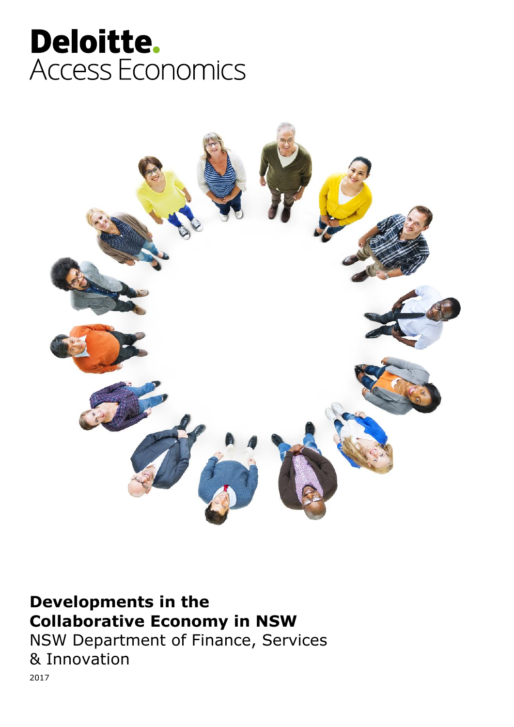Deloitte.
Access Economics

# Developments in the Collaborative Economy in NSW

NSW Department of Finance, Services & Innovation

2017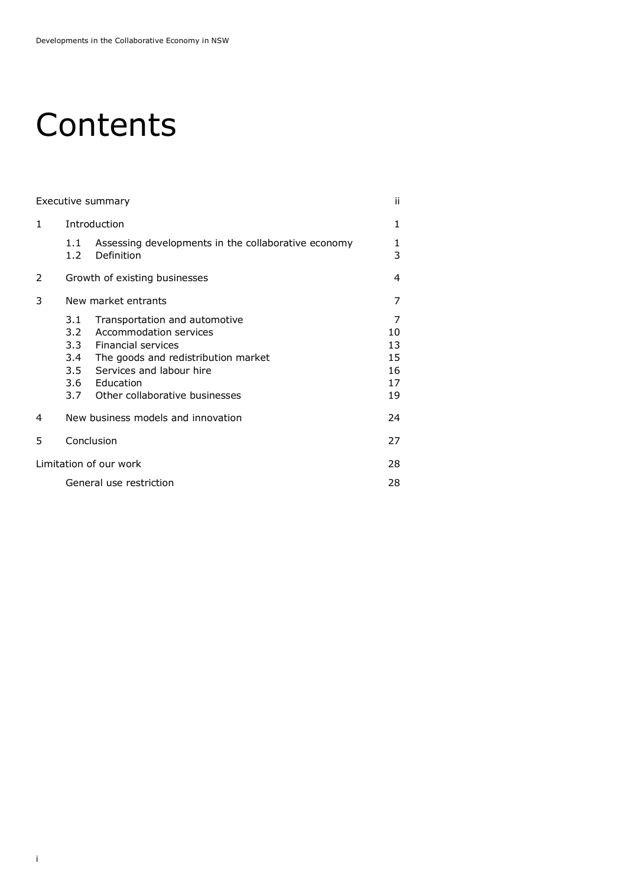# Contents

| | | |
|---|---|---|
| Executive summary | | ii |
| 1 | Introduction | 1 |
| | 1.1 Assessing developments in the collaborative economy | 1 |
| | 1.2 Definition | 3 |
| 2 | Growth of existing businesses | 4 |
| 3 | New market entrants | 7 |
| | 3.1 Transportation and automotive | 7 |
| | 3.2 Accommodation services | 10 |
| | 3.3 Financial services | 13 |
| | 3.4 The goods and redistribution market | 15 |
| | 3.5 Services and labour hire | 16 |
| | 3.6 Education | 17 |
| | 3.7 Other collaborative businesses | 19 |
| 4 | New business models and innovation | 24 |
| 5 | Conclusion | 27 |
| Limitation of our work | | 28 |
| | General use restriction | 28 |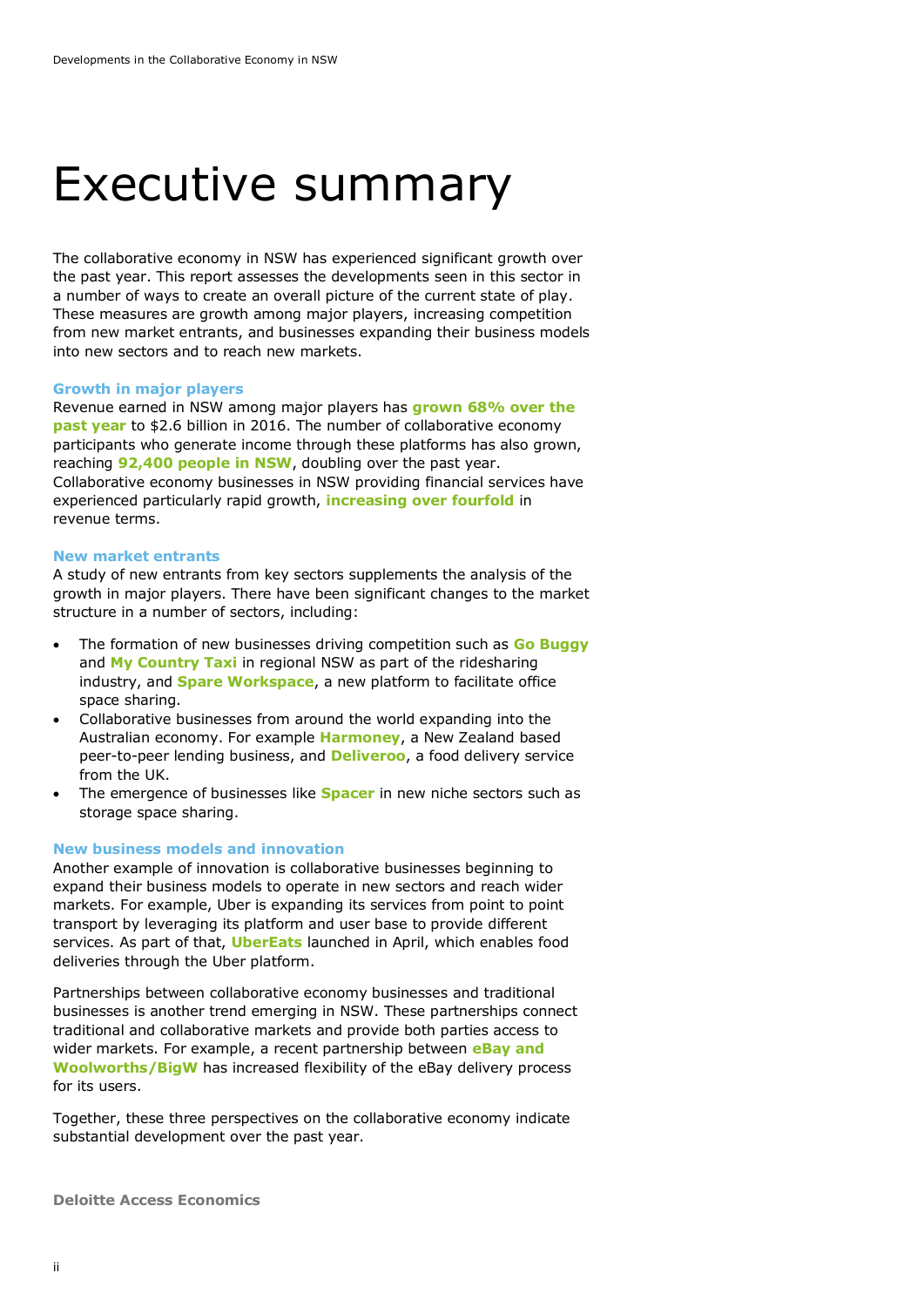# Executive summary

The collaborative economy in NSW has experienced significant growth over the past year. This report assesses the developments seen in this sector in a number of ways to create an overall picture of the current state of play. These measures are growth among major players, increasing competition from new market entrants, and businesses expanding their business models into new sectors and to reach new markets.

### Growth in major players

Revenue earned in NSW among major players has **grown 68% over the past year** to $2.6 billion in 2016. The number of collaborative economy participants who generate income through these platforms has also grown, reaching **92,400 people in NSW**, doubling over the past year. Collaborative economy businesses in NSW providing financial services have experienced particularly rapid growth, **increasing over fourfold** in revenue terms.

### New market entrants

A study of new entrants from key sectors supplements the analysis of the growth in major players. There have been significant changes to the market structure in a number of sectors, including:

- The formation of new businesses driving competition such as **Go Buggy** and **My Country Taxi** in regional NSW as part of the ridesharing industry, and **Spare Workspace**, a new platform to facilitate office space sharing.
- Collaborative businesses from around the world expanding into the Australian economy. For example **Harmoney**, a New Zealand based peer-to-peer lending business, and **Deliveroo**, a food delivery service from the UK.
- The emergence of businesses like **Spacer** in new niche sectors such as storage space sharing.

### New business models and innovation

Another example of innovation is collaborative businesses beginning to expand their business models to operate in new sectors and reach wider markets. For example, Uber is expanding its services from point to point transport by leveraging its platform and user base to provide different services. As part of that, **UberEats** launched in April, which enables food deliveries through the Uber platform.

Partnerships between collaborative economy businesses and traditional businesses is another trend emerging in NSW. These partnerships connect traditional and collaborative markets and provide both parties access to wider markets. For example, a recent partnership between **eBay and Woolworths/BigW** has increased flexibility of the eBay delivery process for its users.

Together, these three perspectives on the collaborative economy indicate substantial development over the past year.

**Deloitte Access Economics**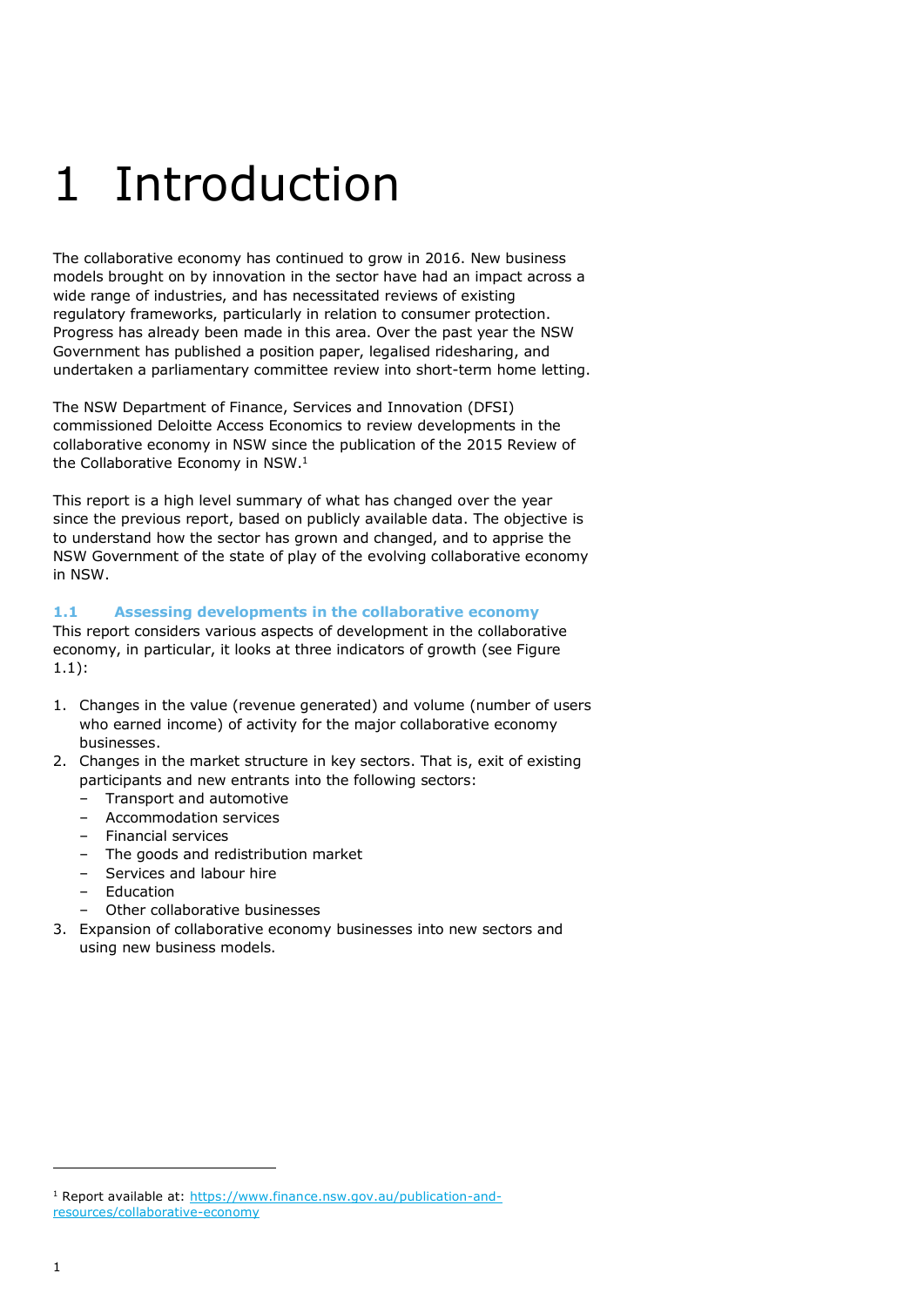# 1 Introduction

The collaborative economy has continued to grow in 2016. New business models brought on by innovation in the sector have had an impact across a wide range of industries, and has necessitated reviews of existing regulatory frameworks, particularly in relation to consumer protection. Progress has already been made in this area. Over the past year the NSW Government has published a position paper, legalised ridesharing, and undertaken a parliamentary committee review into short-term home letting.

The NSW Department of Finance, Services and Innovation (DFSI) commissioned Deloitte Access Economics to review developments in the collaborative economy in NSW since the publication of the 2015 Review of the Collaborative Economy in NSW.[1]

This report is a high level summary of what has changed over the year since the previous report, based on publicly available data. The objective is to understand how the sector has grown and changed, and to apprise the NSW Government of the state of play of the evolving collaborative economy in NSW.

## 1.1 Assessing developments in the collaborative economy

This report considers various aspects of development in the collaborative economy, in particular, it looks at three indicators of growth (see Figure 1.1):

1. Changes in the value (revenue generated) and volume (number of users who earned income) of activity for the major collaborative economy businesses.
2. Changes in the market structure in key sectors. That is, exit of existing participants and new entrants into the following sectors:
   - Transport and automotive
   - Accommodation services
   - Financial services
   - The goods and redistribution market
   - Services and labour hire
   - Education
   - Other collaborative businesses
3. Expansion of collaborative economy businesses into new sectors and using new business models.

---

[1] Report available at: https://www.finance.nsw.gov.au/publication-and-resources/collaborative-economy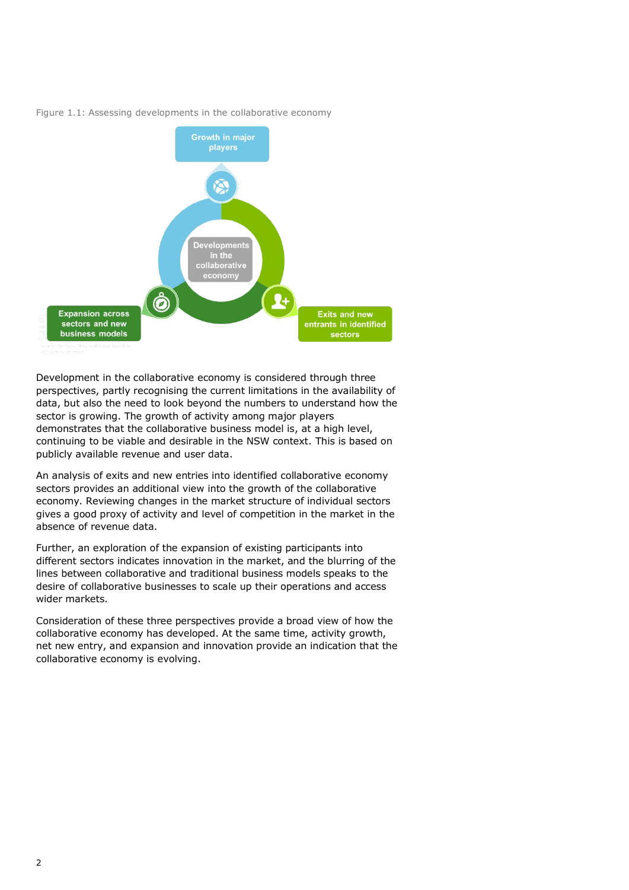Figure 1.1: Assessing developments in the collaborative economy

Growth in major players

Developments in the collaborative economy

Expansion across sectors and new business models

Exits and new entrants in identified sectors

Development in the collaborative economy is considered through three perspectives, partly recognising the current limitations in the availability of data, but also the need to look beyond the numbers to understand how the sector is growing. The growth of activity among major players demonstrates that the collaborative business model is, at a high level, continuing to be viable and desirable in the NSW context. This is based on publicly available revenue and user data.

An analysis of exits and new entries into identified collaborative economy sectors provides an additional view into the growth of the collaborative economy. Reviewing changes in the market structure of individual sectors gives a good proxy of activity and level of competition in the market in the absence of revenue data.

Further, an exploration of the expansion of existing participants into different sectors indicates innovation in the market, and the blurring of the lines between collaborative and traditional business models speaks to the desire of collaborative businesses to scale up their operations and access wider markets.

Consideration of these three perspectives provide a broad view of how the collaborative economy has developed. At the same time, activity growth, net new entry, and expansion and innovation provide an indication that the collaborative economy is evolving.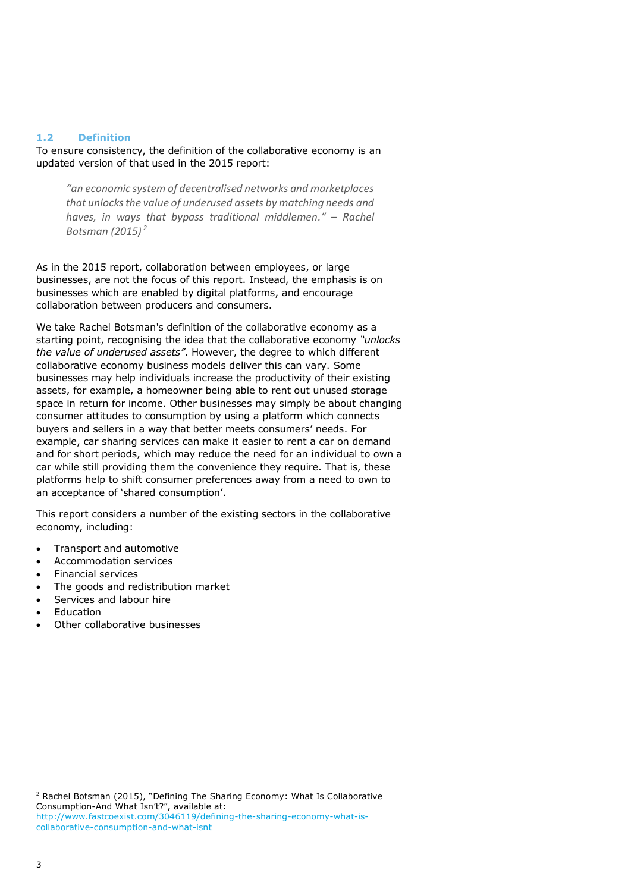## 1.2 Definition

To ensure consistency, the definition of the collaborative economy is an updated version of that used in the 2015 report:

> *"an economic system of decentralised networks and marketplaces that unlocks the value of underused assets by matching needs and haves, in ways that bypass traditional middlemen." – Rachel Botsman (2015)*[2]

As in the 2015 report, collaboration between employees, or large businesses, are not the focus of this report. Instead, the emphasis is on businesses which are enabled by digital platforms, and encourage collaboration between producers and consumers.

We take Rachel Botsman's definition of the collaborative economy as a starting point, recognising the idea that the collaborative economy *"unlocks the value of underused assets"*. However, the degree to which different collaborative economy business models deliver this can vary. Some businesses may help individuals increase the productivity of their existing assets, for example, a homeowner being able to rent out unused storage space in return for income. Other businesses may simply be about changing consumer attitudes to consumption by using a platform which connects buyers and sellers in a way that better meets consumers' needs. For example, car sharing services can make it easier to rent a car on demand and for short periods, which may reduce the need for an individual to own a car while still providing them the convenience they require. That is, these platforms help to shift consumer preferences away from a need to own to an acceptance of 'shared consumption'.

This report considers a number of the existing sectors in the collaborative economy, including:

- Transport and automotive
- Accommodation services
- Financial services
- The goods and redistribution market
- Services and labour hire
- Education
- Other collaborative businesses

---

[2] Rachel Botsman (2015), "Defining The Sharing Economy: What Is Collaborative Consumption-And What Isn't?", available at: http://www.fastcoexist.com/3046119/defining-the-sharing-economy-what-is-collaborative-consumption-and-what-isnt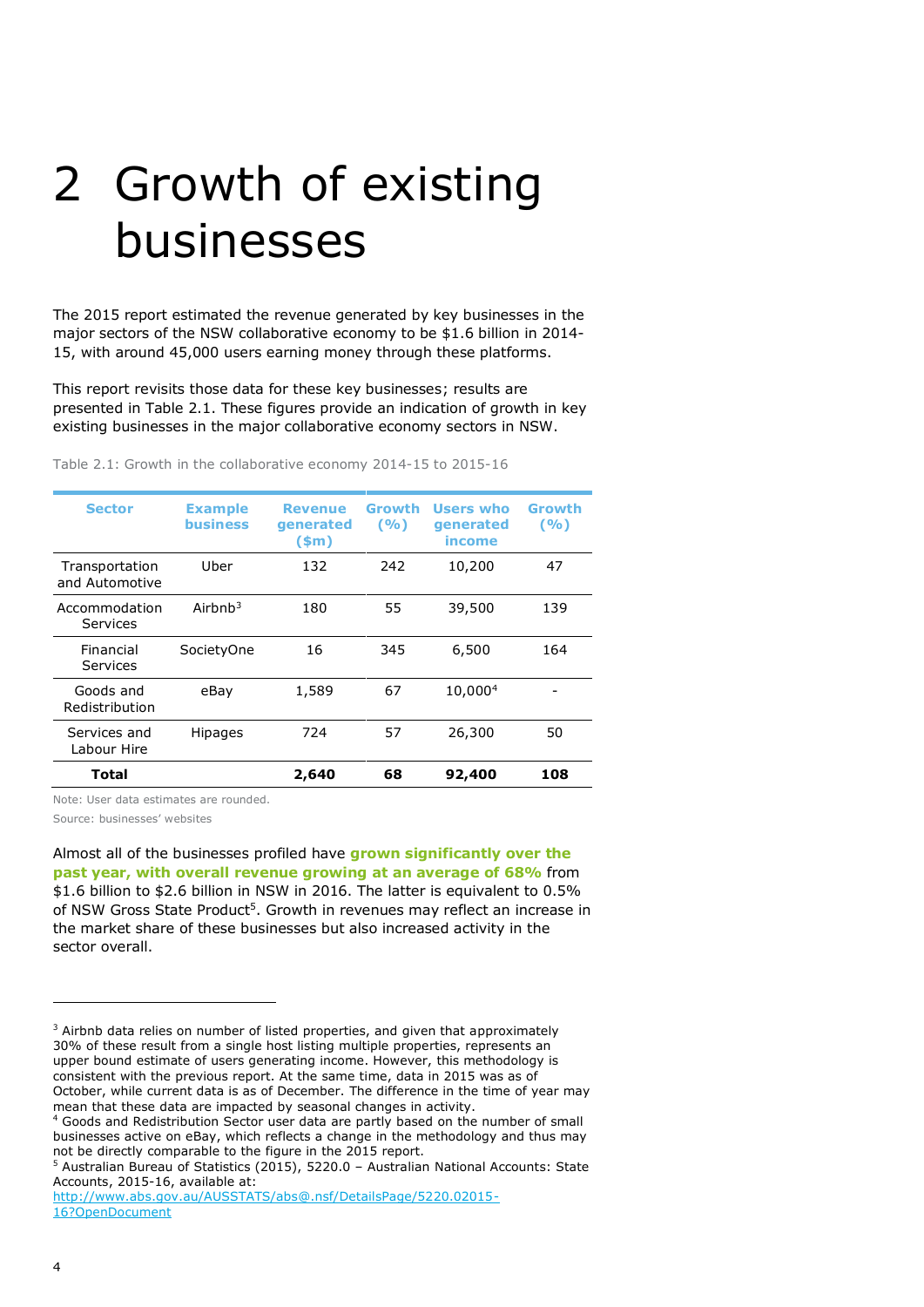# 2 Growth of existing businesses

The 2015 report estimated the revenue generated by key businesses in the major sectors of the NSW collaborative economy to be $1.6 billion in 2014-15, with around 45,000 users earning money through these platforms.

This report revisits those data for these key businesses; results are presented in Table 2.1. These figures provide an indication of growth in key existing businesses in the major collaborative economy sectors in NSW.

Table 2.1: Growth in the collaborative economy 2014-15 to 2015-16

| Sector | Example business | Revenue generated ($m) | Growth (%) | Users who generated income | Growth (%) |
|---|---|---|---|---|---|
| Transportation and Automotive | Uber | 132 | 242 | 10,200 | 47 |
| Accommodation Services | Airbnb[3] | 180 | 55 | 39,500 | 139 |
| Financial Services | SocietyOne | 16 | 345 | 6,500 | 164 |
| Goods and Redistribution | eBay | 1,589 | 67 | 10,000[4] | - |
| Services and Labour Hire | Hipages | 724 | 57 | 26,300 | 50 |
| **Total** | | **2,640** | **68** | **92,400** | **108** |

Note: User data estimates are rounded.

Source: businesses' websites

Almost all of the businesses profiled have **grown significantly over the past year, with overall revenue growing at an average of 68%** from $1.6 billion to $2.6 billion in NSW in 2016. The latter is equivalent to 0.5% of NSW Gross State Product[5]. Growth in revenues may reflect an increase in the market share of these businesses but also increased activity in the sector overall.

---

[3] Airbnb data relies on number of listed properties, and given that approximately 30% of these result from a single host listing multiple properties, represents an upper bound estimate of users generating income. However, this methodology is consistent with the previous report. At the same time, data in 2015 was as of October, while current data is as of December. The difference in the time of year may mean that these data are impacted by seasonal changes in activity.

[4] Goods and Redistribution Sector user data are partly based on the number of small businesses active on eBay, which reflects a change in the methodology and thus may not be directly comparable to the figure in the 2015 report.

[5] Australian Bureau of Statistics (2015), 5220.0 – Australian National Accounts: State Accounts, 2015-16, available at: http://www.abs.gov.au/AUSSTATS/abs@.nsf/DetailsPage/5220.02015-16?OpenDocument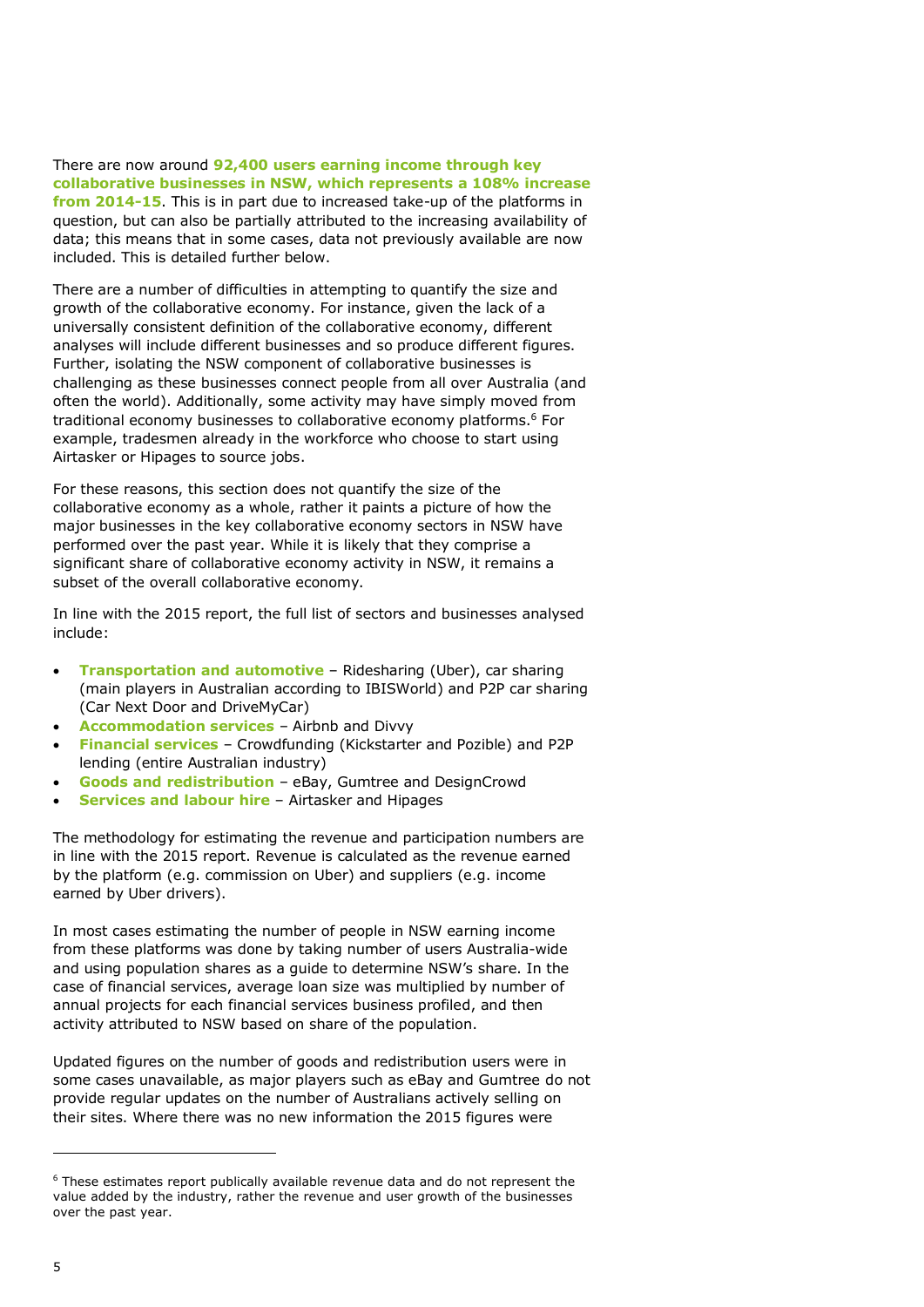There are now around **92,400 users earning income through key collaborative businesses in NSW, which represents a 108% increase from 2014-15**. This is in part due to increased take-up of the platforms in question, but can also be partially attributed to the increasing availability of data; this means that in some cases, data not previously available are now included. This is detailed further below.

There are a number of difficulties in attempting to quantify the size and growth of the collaborative economy. For instance, given the lack of a universally consistent definition of the collaborative economy, different analyses will include different businesses and so produce different figures. Further, isolating the NSW component of collaborative businesses is challenging as these businesses connect people from all over Australia (and often the world). Additionally, some activity may have simply moved from traditional economy businesses to collaborative economy platforms.[6] For example, tradesmen already in the workforce who choose to start using Airtasker or Hipages to source jobs.

For these reasons, this section does not quantify the size of the collaborative economy as a whole, rather it paints a picture of how the major businesses in the key collaborative economy sectors in NSW have performed over the past year. While it is likely that they comprise a significant share of collaborative economy activity in NSW, it remains a subset of the overall collaborative economy.

In line with the 2015 report, the full list of sectors and businesses analysed include:

- **Transportation and automotive** – Ridesharing (Uber), car sharing (main players in Australian according to IBISWorld) and P2P car sharing (Car Next Door and DriveMyCar)
- **Accommodation services** – Airbnb and Divvy
- **Financial services** – Crowdfunding (Kickstarter and Pozible) and P2P lending (entire Australian industry)
- **Goods and redistribution** – eBay, Gumtree and DesignCrowd
- **Services and labour hire** – Airtasker and Hipages

The methodology for estimating the revenue and participation numbers are in line with the 2015 report. Revenue is calculated as the revenue earned by the platform (e.g. commission on Uber) and suppliers (e.g. income earned by Uber drivers).

In most cases estimating the number of people in NSW earning income from these platforms was done by taking number of users Australia-wide and using population shares as a guide to determine NSW's share. In the case of financial services, average loan size was multiplied by number of annual projects for each financial services business profiled, and then activity attributed to NSW based on share of the population.

Updated figures on the number of goods and redistribution users were in some cases unavailable, as major players such as eBay and Gumtree do not provide regular updates on the number of Australians actively selling on their sites. Where there was no new information the 2015 figures were

[6] These estimates report publically available revenue data and do not represent the value added by the industry, rather the revenue and user growth of the businesses over the past year.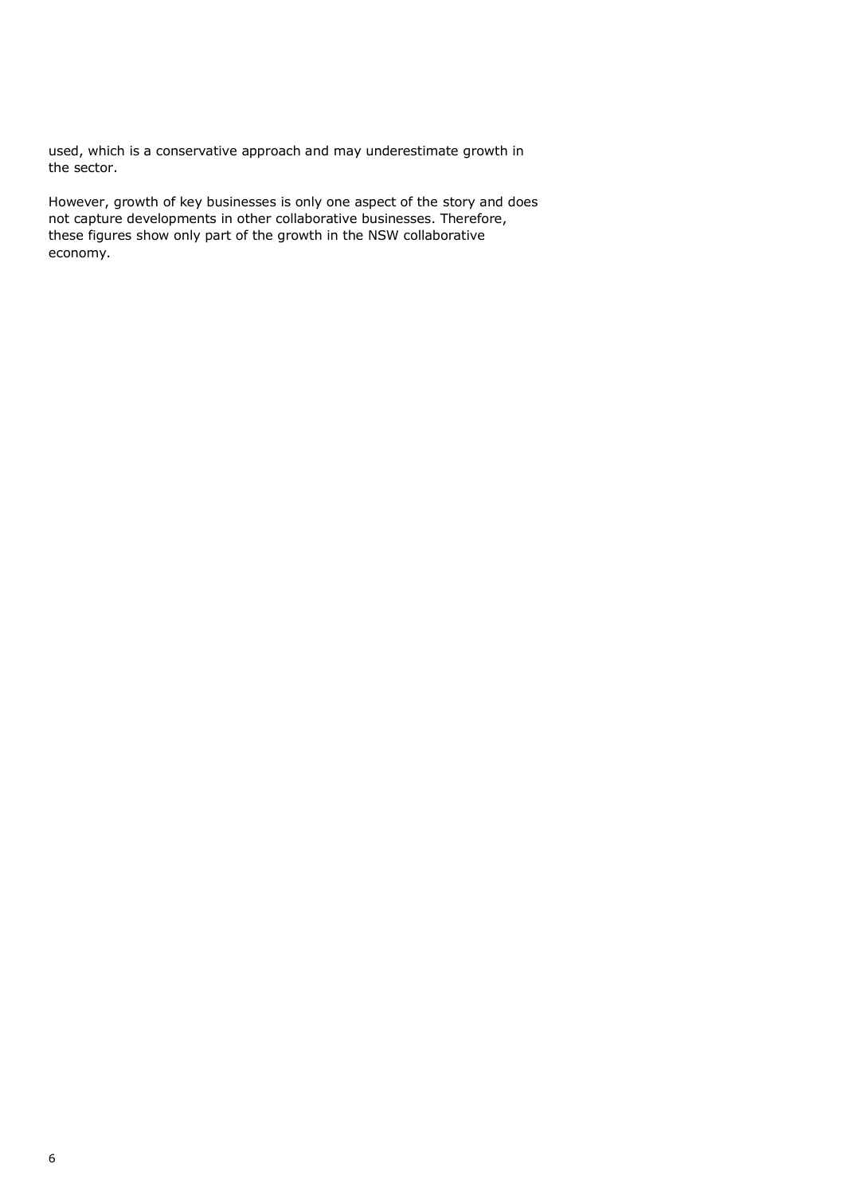used, which is a conservative approach and may underestimate growth in the sector.

However, growth of key businesses is only one aspect of the story and does not capture developments in other collaborative businesses. Therefore, these figures show only part of the growth in the NSW collaborative economy.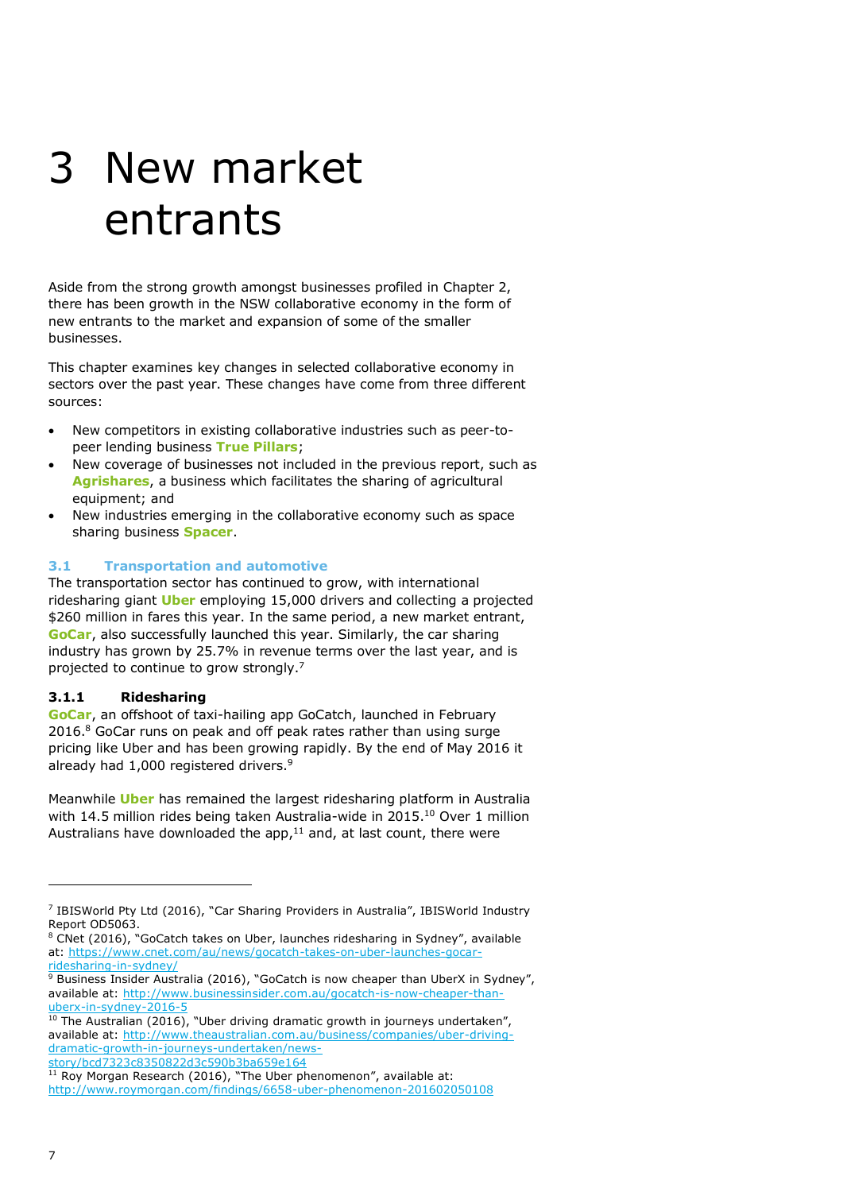# 3 New market entrants

Aside from the strong growth amongst businesses profiled in Chapter 2, there has been growth in the NSW collaborative economy in the form of new entrants to the market and expansion of some of the smaller businesses.

This chapter examines key changes in selected collaborative economy in sectors over the past year. These changes have come from three different sources:

- New competitors in existing collaborative industries such as peer-to-peer lending business **True Pillars**;
- New coverage of businesses not included in the previous report, such as **Agrishares**, a business which facilitates the sharing of agricultural equipment; and
- New industries emerging in the collaborative economy such as space sharing business **Spacer**.

## 3.1 Transportation and automotive

The transportation sector has continued to grow, with international ridesharing giant **Uber** employing 15,000 drivers and collecting a projected $260 million in fares this year. In the same period, a new market entrant, **GoCar**, also successfully launched this year. Similarly, the car sharing industry has grown by 25.7% in revenue terms over the last year, and is projected to continue to grow strongly.[7]

### 3.1.1 Ridesharing

**GoCar**, an offshoot of taxi-hailing app GoCatch, launched in February 2016.[8] GoCar runs on peak and off peak rates rather than using surge pricing like Uber and has been growing rapidly. By the end of May 2016 it already had 1,000 registered drivers.[9]

Meanwhile **Uber** has remained the largest ridesharing platform in Australia with 14.5 million rides being taken Australia-wide in 2015.[10] Over 1 million Australians have downloaded the app,[11] and, at last count, there were

---

[7] IBISWorld Pty Ltd (2016), "Car Sharing Providers in Australia", IBISWorld Industry Report OD5063.

[8] CNet (2016), "GoCatch takes on Uber, launches ridesharing in Sydney", available at: https://www.cnet.com/au/news/gocatch-takes-on-uber-launches-gocar-ridesharing-in-sydney/

[9] Business Insider Australia (2016), "GoCatch is now cheaper than UberX in Sydney", available at: http://www.businessinsider.com.au/gocatch-is-now-cheaper-than-uberx-in-sydney-2016-5

[10] The Australian (2016), "Uber driving dramatic growth in journeys undertaken", available at: http://www.theaustralian.com.au/business/companies/uber-driving-dramatic-growth-in-journeys-undertaken/news-story/bcd7323c8350822d3c590b3ba659e164

[11] Roy Morgan Research (2016), "The Uber phenomenon", available at: http://www.roymorgan.com/findings/6658-uber-phenomenon-201602050108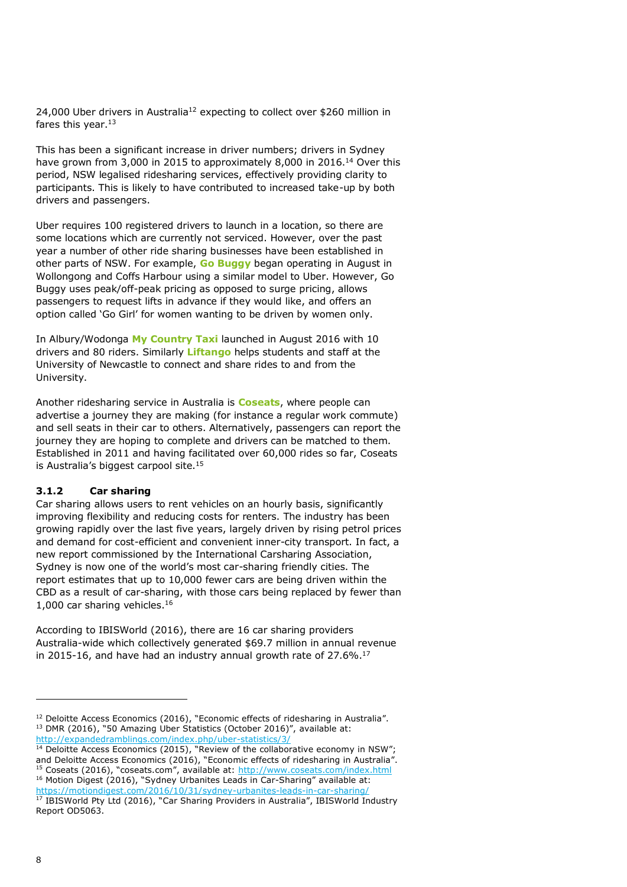24,000 Uber drivers in Australia[12] expecting to collect over $260 million in fares this year.[13]

This has been a significant increase in driver numbers; drivers in Sydney have grown from 3,000 in 2015 to approximately 8,000 in 2016.[14] Over this period, NSW legalised ridesharing services, effectively providing clarity to participants. This is likely to have contributed to increased take-up by both drivers and passengers.

Uber requires 100 registered drivers to launch in a location, so there are some locations which are currently not serviced. However, over the past year a number of other ride sharing businesses have been established in other parts of NSW. For example, **Go Buggy** began operating in August in Wollongong and Coffs Harbour using a similar model to Uber. However, Go Buggy uses peak/off-peak pricing as opposed to surge pricing, allows passengers to request lifts in advance if they would like, and offers an option called 'Go Girl' for women wanting to be driven by women only.

In Albury/Wodonga **My Country Taxi** launched in August 2016 with 10 drivers and 80 riders. Similarly **Liftango** helps students and staff at the University of Newcastle to connect and share rides to and from the University.

Another ridesharing service in Australia is **Coseats**, where people can advertise a journey they are making (for instance a regular work commute) and sell seats in their car to others. Alternatively, passengers can report the journey they are hoping to complete and drivers can be matched to them. Established in 2011 and having facilitated over 60,000 rides so far, Coseats is Australia's biggest carpool site.[15]

### 3.1.2 Car sharing

Car sharing allows users to rent vehicles on an hourly basis, significantly improving flexibility and reducing costs for renters. The industry has been growing rapidly over the last five years, largely driven by rising petrol prices and demand for cost-efficient and convenient inner-city transport. In fact, a new report commissioned by the International Carsharing Association, Sydney is now one of the world's most car-sharing friendly cities. The report estimates that up to 10,000 fewer cars are being driven within the CBD as a result of car-sharing, with those cars being replaced by fewer than 1,000 car sharing vehicles.[16]

According to IBISWorld (2016), there are 16 car sharing providers Australia-wide which collectively generated $69.7 million in annual revenue in 2015-16, and have had an industry annual growth rate of 27.6%.[17]

---

[12] Deloitte Access Economics (2016), "Economic effects of ridesharing in Australia".
[13] DMR (2016), "50 Amazing Uber Statistics (October 2016)", available at: http://expandedramblings.com/index.php/uber-statistics/3/
[14] Deloitte Access Economics (2015), "Review of the collaborative economy in NSW"; and Deloitte Access Economics (2016), "Economic effects of ridesharing in Australia".
[15] Coseats (2016), "coseats.com", available at: http://www.coseats.com/index.html
[16] Motion Digest (2016), "Sydney Urbanites Leads in Car-Sharing" available at: https://motiondigest.com/2016/10/31/sydney-urbanites-leads-in-car-sharing/
[17] IBISWorld Pty Ltd (2016), "Car Sharing Providers in Australia", IBISWorld Industry Report OD5063.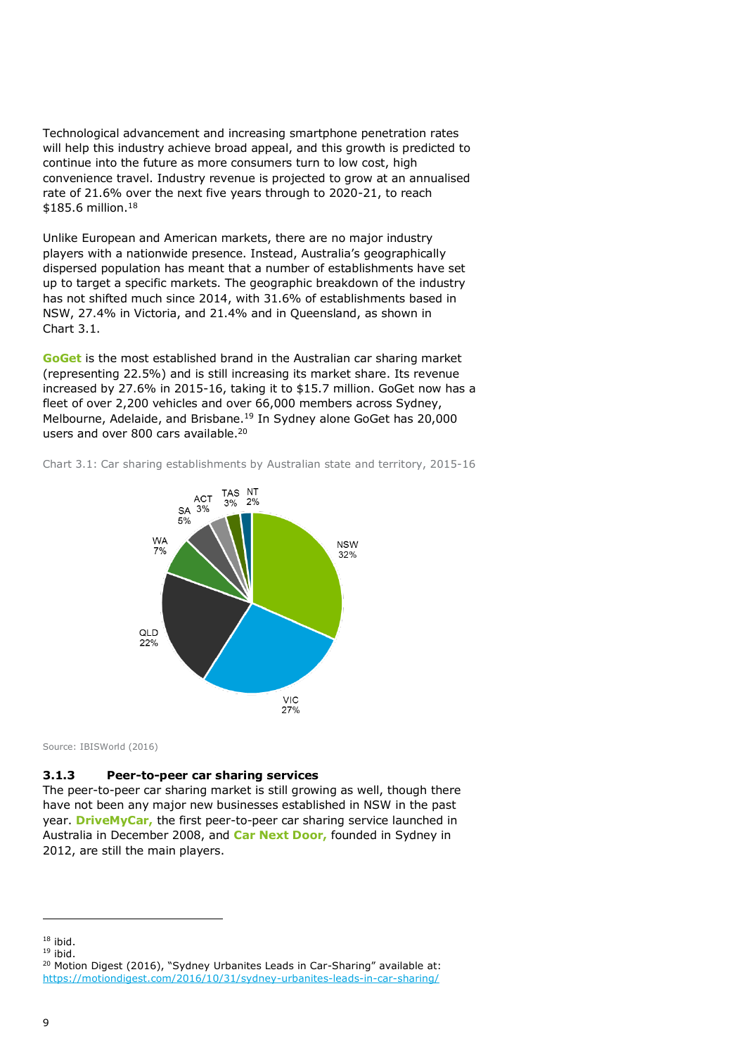Technological advancement and increasing smartphone penetration rates will help this industry achieve broad appeal, and this growth is predicted to continue into the future as more consumers turn to low cost, high convenience travel. Industry revenue is projected to grow at an annualised rate of 21.6% over the next five years through to 2020-21, to reach $185.6 million.[18]

Unlike European and American markets, there are no major industry players with a nationwide presence. Instead, Australia's geographically dispersed population has meant that a number of establishments have set up to target a specific markets. The geographic breakdown of the industry has not shifted much since 2014, with 31.6% of establishments based in NSW, 27.4% in Victoria, and 21.4% and in Queensland, as shown in Chart 3.1.

**GoGet** is the most established brand in the Australian car sharing market (representing 22.5%) and is still increasing its market share. Its revenue increased by 27.6% in 2015-16, taking it to $15.7 million. GoGet now has a fleet of over 2,200 vehicles and over 66,000 members across Sydney, Melbourne, Adelaide, and Brisbane.[19] In Sydney alone GoGet has 20,000 users and over 800 cars available.[20]

Chart 3.1: Car sharing establishments by Australian state and territory, 2015-16

| State/Territory | Share |
|---|---|
| NSW | 32% |
| VIC | 27% |
| QLD | 22% |
| WA | 7% |
| SA | 5% |
| ACT | 3% |
| TAS | 3% |
| NT | 2% |

Source: IBISWorld (2016)

### 3.1.3 Peer-to-peer car sharing services

The peer-to-peer car sharing market is still growing as well, though there have not been any major new businesses established in NSW in the past year. **DriveMyCar,** the first peer-to-peer car sharing service launched in Australia in December 2008, and **Car Next Door,** founded in Sydney in 2012, are still the main players.

---

[18] ibid.

[19] ibid.

[20] Motion Digest (2016), "Sydney Urbanites Leads in Car-Sharing" available at: https://motiondigest.com/2016/10/31/sydney-urbanites-leads-in-car-sharing/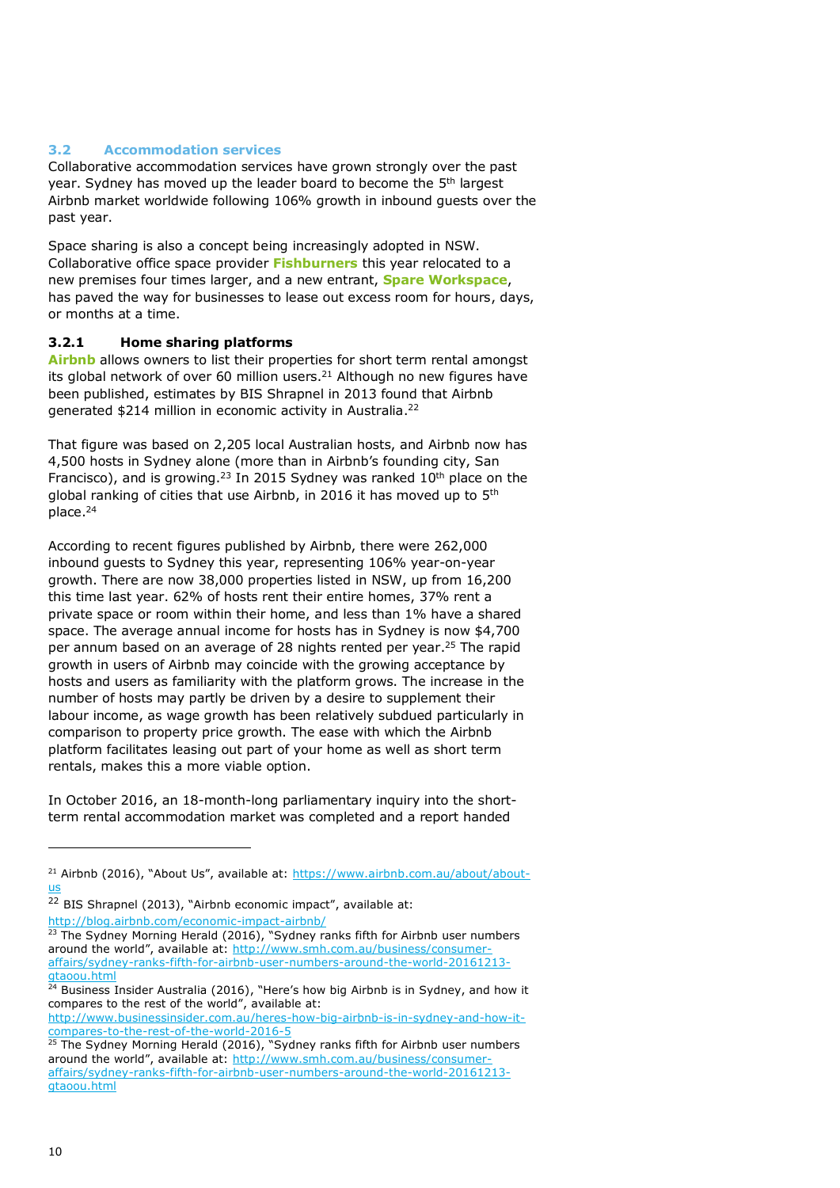## 3.2 Accommodation services

Collaborative accommodation services have grown strongly over the past year. Sydney has moved up the leader board to become the 5th largest Airbnb market worldwide following 106% growth in inbound guests over the past year.

Space sharing is also a concept being increasingly adopted in NSW. Collaborative office space provider **Fishburners** this year relocated to a new premises four times larger, and a new entrant, **Spare Workspace**, has paved the way for businesses to lease out excess room for hours, days, or months at a time.

### 3.2.1 Home sharing platforms

**Airbnb** allows owners to list their properties for short term rental amongst its global network of over 60 million users.[21] Although no new figures have been published, estimates by BIS Shrapnel in 2013 found that Airbnb generated $214 million in economic activity in Australia.[22]

That figure was based on 2,205 local Australian hosts, and Airbnb now has 4,500 hosts in Sydney alone (more than in Airbnb's founding city, San Francisco), and is growing.[23] In 2015 Sydney was ranked 10th place on the global ranking of cities that use Airbnb, in 2016 it has moved up to 5th place.[24]

According to recent figures published by Airbnb, there were 262,000 inbound guests to Sydney this year, representing 106% year-on-year growth. There are now 38,000 properties listed in NSW, up from 16,200 this time last year. 62% of hosts rent their entire homes, 37% rent a private space or room within their home, and less than 1% have a shared space. The average annual income for hosts has in Sydney is now $4,700 per annum based on an average of 28 nights rented per year.[25] The rapid growth in users of Airbnb may coincide with the growing acceptance by hosts and users as familiarity with the platform grows. The increase in the number of hosts may partly be driven by a desire to supplement their labour income, as wage growth has been relatively subdued particularly in comparison to property price growth. The ease with which the Airbnb platform facilitates leasing out part of your home as well as short term rentals, makes this a more viable option.

In October 2016, an 18-month-long parliamentary inquiry into the short-term rental accommodation market was completed and a report handed

---

[21] Airbnb (2016), "About Us", available at: https://www.airbnb.com.au/about/about-us

[22] BIS Shrapnel (2013), "Airbnb economic impact", available at: http://blog.airbnb.com/economic-impact-airbnb/

[23] The Sydney Morning Herald (2016), "Sydney ranks fifth for Airbnb user numbers around the world", available at: http://www.smh.com.au/business/consumer-affairs/sydney-ranks-fifth-for-airbnb-user-numbers-around-the-world-20161213-gtaoou.html

[24] Business Insider Australia (2016), "Here's how big Airbnb is in Sydney, and how it compares to the rest of the world", available at: http://www.businessinsider.com.au/heres-how-big-airbnb-is-in-sydney-and-how-it-compares-to-the-rest-of-the-world-2016-5

[25] The Sydney Morning Herald (2016), "Sydney ranks fifth for Airbnb user numbers around the world", available at: http://www.smh.com.au/business/consumer-affairs/sydney-ranks-fifth-for-airbnb-user-numbers-around-the-world-20161213-gtaoou.html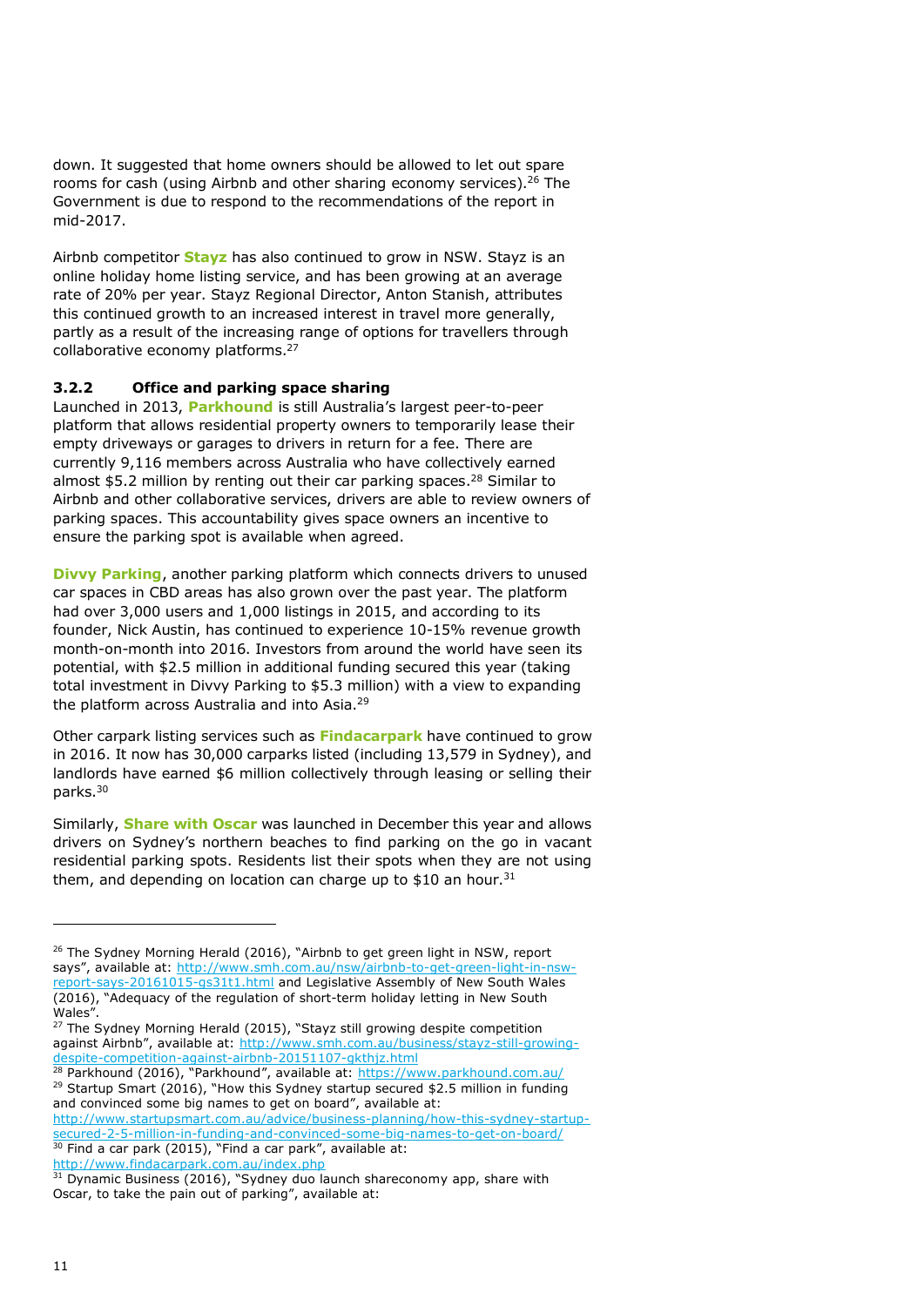down. It suggested that home owners should be allowed to let out spare rooms for cash (using Airbnb and other sharing economy services).[26] The Government is due to respond to the recommendations of the report in mid-2017.

Airbnb competitor **Stayz** has also continued to grow in NSW. Stayz is an online holiday home listing service, and has been growing at an average rate of 20% per year. Stayz Regional Director, Anton Stanish, attributes this continued growth to an increased interest in travel more generally, partly as a result of the increasing range of options for travellers through collaborative economy platforms.[27]

### 3.2.2 Office and parking space sharing

Launched in 2013, **Parkhound** is still Australia's largest peer-to-peer platform that allows residential property owners to temporarily lease their empty driveways or garages to drivers in return for a fee. There are currently 9,116 members across Australia who have collectively earned almost $5.2 million by renting out their car parking spaces.[28] Similar to Airbnb and other collaborative services, drivers are able to review owners of parking spaces. This accountability gives space owners an incentive to ensure the parking spot is available when agreed.

**Divvy Parking**, another parking platform which connects drivers to unused car spaces in CBD areas has also grown over the past year. The platform had over 3,000 users and 1,000 listings in 2015, and according to its founder, Nick Austin, has continued to experience 10-15% revenue growth month-on-month into 2016. Investors from around the world have seen its potential, with $2.5 million in additional funding secured this year (taking total investment in Divvy Parking to $5.3 million) with a view to expanding the platform across Australia and into Asia.[29]

Other carpark listing services such as **Findacarpark** have continued to grow in 2016. It now has 30,000 carparks listed (including 13,579 in Sydney), and landlords have earned $6 million collectively through leasing or selling their parks.[30]

Similarly, **Share with Oscar** was launched in December this year and allows drivers on Sydney's northern beaches to find parking on the go in vacant residential parking spots. Residents list their spots when they are not using them, and depending on location can charge up to $10 an hour.[31]

---

[26] The Sydney Morning Herald (2016), "Airbnb to get green light in NSW, report says", available at: http://www.smh.com.au/nsw/airbnb-to-get-green-light-in-nsw-report-says-20161015-gs31t1.html and Legislative Assembly of New South Wales (2016), "Adequacy of the regulation of short-term holiday letting in New South Wales".

[27] The Sydney Morning Herald (2015), "Stayz still growing despite competition against Airbnb", available at: http://www.smh.com.au/business/stayz-still-growing-despite-competition-against-airbnb-20151107-gkthjz.html

[28] Parkhound (2016), "Parkhound", available at: https://www.parkhound.com.au/

[29] Startup Smart (2016), "How this Sydney startup secured $2.5 million in funding and convinced some big names to get on board", available at: http://www.startupsmart.com.au/advice/business-planning/how-this-sydney-startup-secured-2-5-million-in-funding-and-convinced-some-big-names-to-get-on-board/

[30] Find a car park (2015), "Find a car park", available at: http://www.findacarpark.com.au/index.php

[31] Dynamic Business (2016), "Sydney duo launch shareconomy app, share with Oscar, to take the pain out of parking", available at: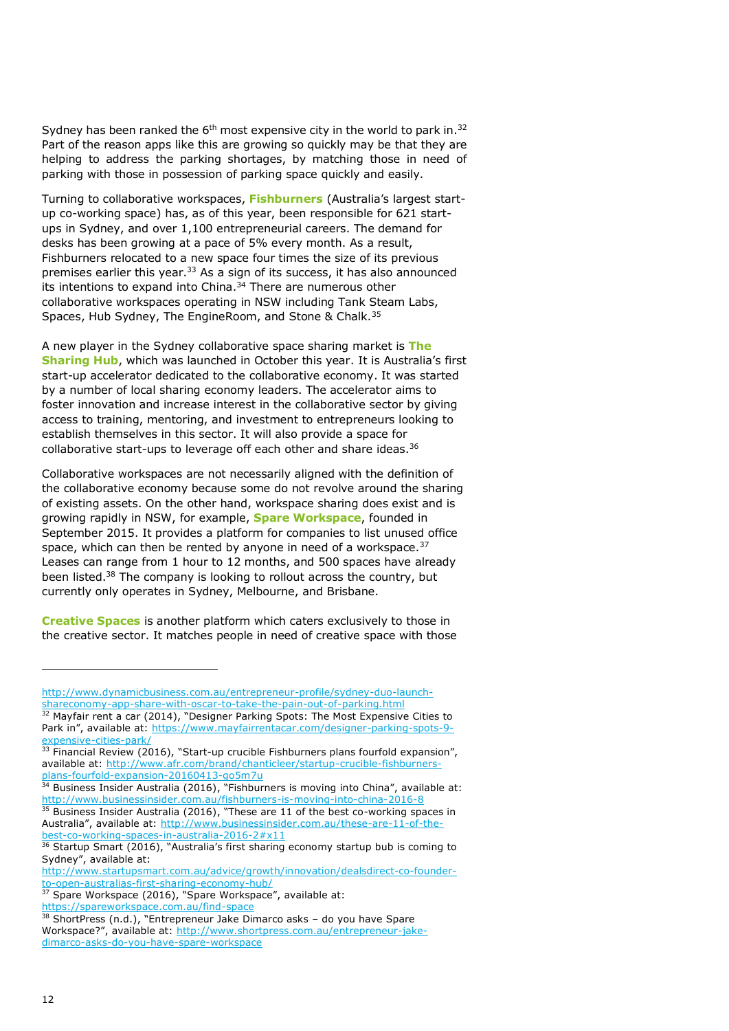Sydney has been ranked the 6th most expensive city in the world to park in.[32] Part of the reason apps like this are growing so quickly may be that they are helping to address the parking shortages, by matching those in need of parking with those in possession of parking space quickly and easily.

Turning to collaborative workspaces, **Fishburners** (Australia's largest start-up co-working space) has, as of this year, been responsible for 621 start-ups in Sydney, and over 1,100 entrepreneurial careers. The demand for desks has been growing at a pace of 5% every month. As a result, Fishburners relocated to a new space four times the size of its previous premises earlier this year.[33] As a sign of its success, it has also announced its intentions to expand into China.[34] There are numerous other collaborative workspaces operating in NSW including Tank Steam Labs, Spaces, Hub Sydney, The EngineRoom, and Stone & Chalk.[35]

A new player in the Sydney collaborative space sharing market is **The Sharing Hub**, which was launched in October this year. It is Australia's first start-up accelerator dedicated to the collaborative economy. It was started by a number of local sharing economy leaders. The accelerator aims to foster innovation and increase interest in the collaborative sector by giving access to training, mentoring, and investment to entrepreneurs looking to establish themselves in this sector. It will also provide a space for collaborative start-ups to leverage off each other and share ideas.[36]

Collaborative workspaces are not necessarily aligned with the definition of the collaborative economy because some do not revolve around the sharing of existing assets. On the other hand, workspace sharing does exist and is growing rapidly in NSW, for example, **Spare Workspace**, founded in September 2015. It provides a platform for companies to list unused office space, which can then be rented by anyone in need of a workspace.[37] Leases can range from 1 hour to 12 months, and 500 spaces have already been listed.[38] The company is looking to rollout across the country, but currently only operates in Sydney, Melbourne, and Brisbane.

**Creative Spaces** is another platform which caters exclusively to those in the creative sector. It matches people in need of creative space with those

---

http://www.dynamicbusiness.com.au/entrepreneur-profile/sydney-duo-launch-shareconomy-app-share-with-oscar-to-take-the-pain-out-of-parking.html

[32] Mayfair rent a car (2014), "Designer Parking Spots: The Most Expensive Cities to Park in", available at: https://www.mayfairrentacar.com/designer-parking-spots-9-expensive-cities-park/

[33] Financial Review (2016), "Start-up crucible Fishburners plans fourfold expansion", available at: http://www.afr.com/brand/chanticleer/startup-crucible-fishburners-plans-fourfold-expansion-20160413-go5m7u

[34] Business Insider Australia (2016), "Fishburners is moving into China", available at: http://www.businessinsider.com.au/fishburners-is-moving-into-china-2016-8

[35] Business Insider Australia (2016), "These are 11 of the best co-working spaces in Australia", available at: http://www.businessinsider.com.au/these-are-11-of-the-best-co-working-spaces-in-australia-2016-2#x11

[36] Startup Smart (2016), "Australia's first sharing economy startup bub is coming to Sydney", available at: http://www.startupsmart.com.au/advice/growth/innovation/dealsdirect-co-founder-to-open-australias-first-sharing-economy-hub/

[37] Spare Workspace (2016), "Spare Workspace", available at: https://spareworkspace.com.au/find-space

[38] ShortPress (n.d.), "Entrepreneur Jake Dimarco asks – do you have Spare Workspace?", available at: http://www.shortpress.com.au/entrepreneur-jake-dimarco-asks-do-you-have-spare-workspace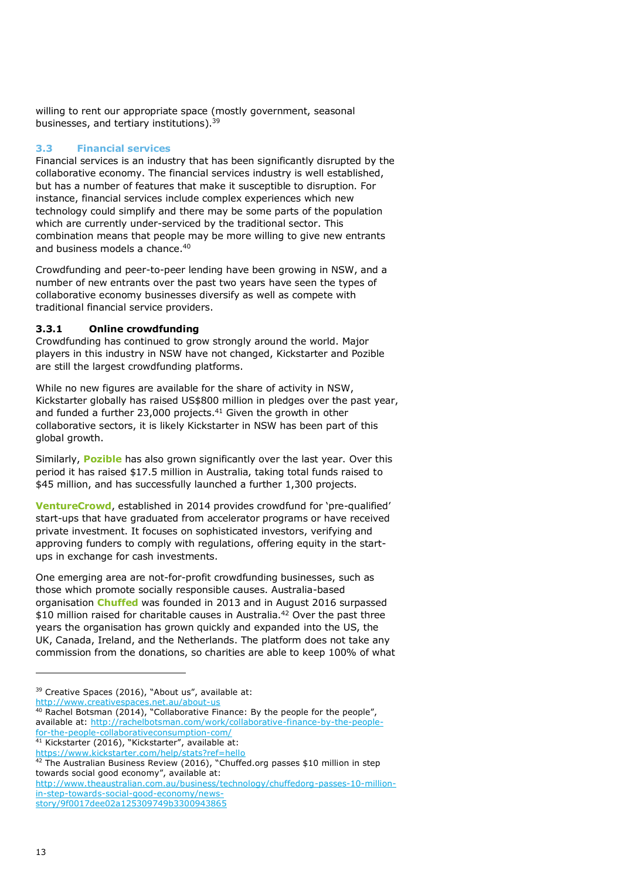willing to rent our appropriate space (mostly government, seasonal businesses, and tertiary institutions).[39]

### 3.3 Financial services

Financial services is an industry that has been significantly disrupted by the collaborative economy. The financial services industry is well established, but has a number of features that make it susceptible to disruption. For instance, financial services include complex experiences which new technology could simplify and there may be some parts of the population which are currently under-serviced by the traditional sector. This combination means that people may be more willing to give new entrants and business models a chance.[40]

Crowdfunding and peer-to-peer lending have been growing in NSW, and a number of new entrants over the past two years have seen the types of collaborative economy businesses diversify as well as compete with traditional financial service providers.

#### 3.3.1 Online crowdfunding

Crowdfunding has continued to grow strongly around the world. Major players in this industry in NSW have not changed, Kickstarter and Pozible are still the largest crowdfunding platforms.

While no new figures are available for the share of activity in NSW, Kickstarter globally has raised US$800 million in pledges over the past year, and funded a further 23,000 projects.[41] Given the growth in other collaborative sectors, it is likely Kickstarter in NSW has been part of this global growth.

Similarly, **Pozible** has also grown significantly over the last year. Over this period it has raised $17.5 million in Australia, taking total funds raised to $45 million, and has successfully launched a further 1,300 projects.

**VentureCrowd**, established in 2014 provides crowdfund for 'pre-qualified' start-ups that have graduated from accelerator programs or have received private investment. It focuses on sophisticated investors, verifying and approving funders to comply with regulations, offering equity in the start-ups in exchange for cash investments.

One emerging area are not-for-profit crowdfunding businesses, such as those which promote socially responsible causes. Australia-based organisation **Chuffed** was founded in 2013 and in August 2016 surpassed $10 million raised for charitable causes in Australia.[42] Over the past three years the organisation has grown quickly and expanded into the US, the UK, Canada, Ireland, and the Netherlands. The platform does not take any commission from the donations, so charities are able to keep 100% of what

---

[39] Creative Spaces (2016), "About us", available at: http://www.creativespaces.net.au/about-us

[40] Rachel Botsman (2014), "Collaborative Finance: By the people for the people", available at: http://rachelbotsman.com/work/collaborative-finance-by-the-people-for-the-people-collaborativeconsumption-com/

[41] Kickstarter (2016), "Kickstarter", available at: https://www.kickstarter.com/help/stats?ref=hello

[42] The Australian Business Review (2016), "Chuffed.org passes $10 million in step towards social good economy", available at: http://www.theaustralian.com.au/business/technology/chuffedorg-passes-10-million-in-step-towards-social-good-economy/news-story/9f0017dee02a125309749b3300943865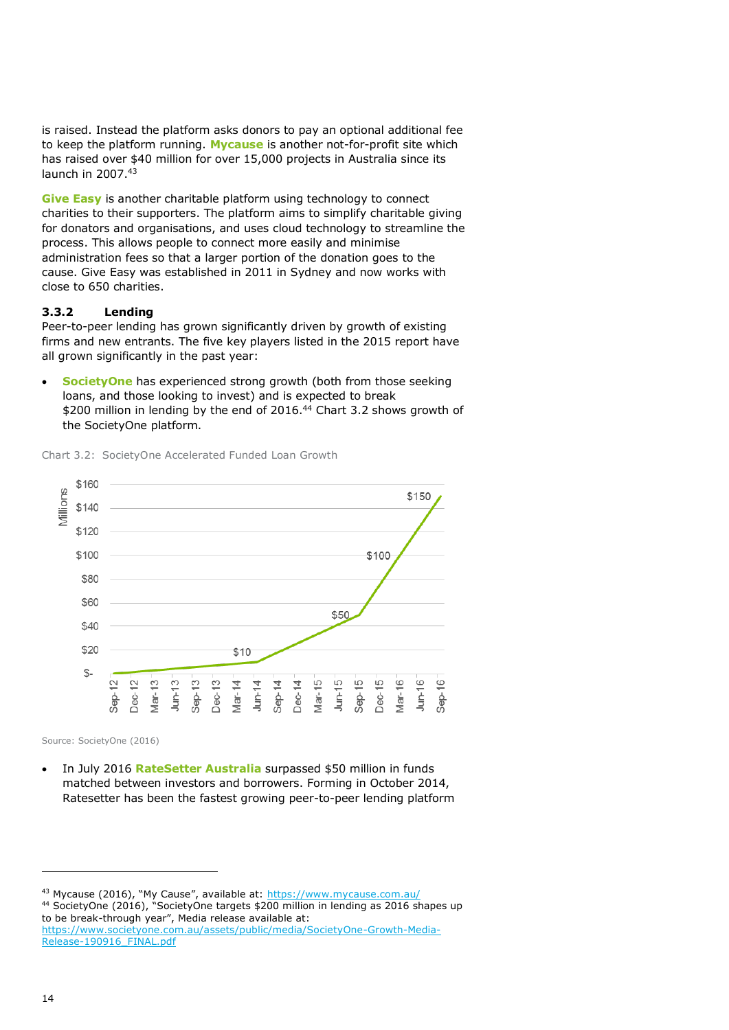is raised. Instead the platform asks donors to pay an optional additional fee to keep the platform running. **Mycause** is another not-for-profit site which has raised over $40 million for over 15,000 projects in Australia since its launch in 2007.[43]

**Give Easy** is another charitable platform using technology to connect charities to their supporters. The platform aims to simplify charitable giving for donators and organisations, and uses cloud technology to streamline the process. This allows people to connect more easily and minimise administration fees so that a larger portion of the donation goes to the cause. Give Easy was established in 2011 in Sydney and now works with close to 650 charities.

### 3.3.2 Lending

Peer-to-peer lending has grown significantly driven by growth of existing firms and new entrants. The five key players listed in the 2015 report have all grown significantly in the past year:

- **SocietyOne** has experienced strong growth (both from those seeking loans, and those looking to invest) and is expected to break $200 million in lending by the end of 2016.[44] Chart 3.2 shows growth of the SocietyOne platform.

Chart 3.2: SocietyOne Accelerated Funded Loan Growth

Source: SocietyOne (2016)

- In July 2016 **RateSetter Australia** surpassed $50 million in funds matched between investors and borrowers. Forming in October 2014, Ratesetter has been the fastest growing peer-to-peer lending platform

---

[43] Mycause (2016), "My Cause", available at: https://www.mycause.com.au/

[44] SocietyOne (2016), "SocietyOne targets $200 million in lending as 2016 shapes up to be break-through year", Media release available at: https://www.societyone.com.au/assets/public/media/SocietyOne-Growth-Media-Release-190916_FINAL.pdf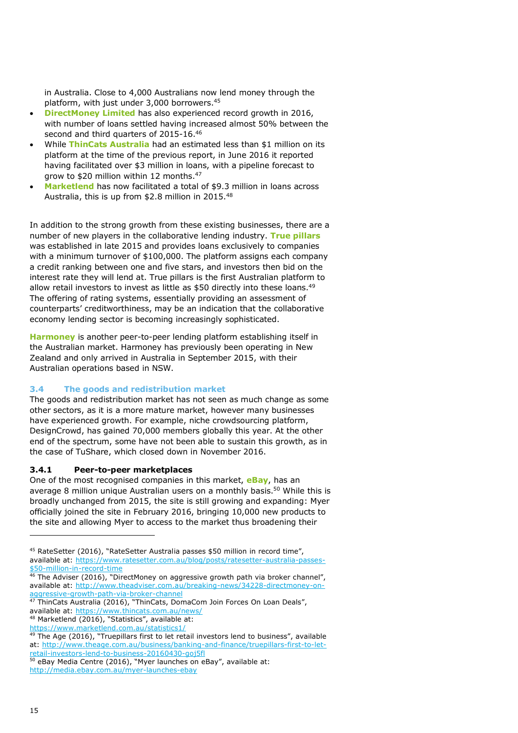in Australia. Close to 4,000 Australians now lend money through the platform, with just under 3,000 borrowers.[45]

- **DirectMoney Limited** has also experienced record growth in 2016, with number of loans settled having increased almost 50% between the second and third quarters of 2015-16.[46]
- While **ThinCats Australia** had an estimated less than $1 million on its platform at the time of the previous report, in June 2016 it reported having facilitated over $3 million in loans, with a pipeline forecast to grow to $20 million within 12 months.[47]
- **Marketlend** has now facilitated a total of $9.3 million in loans across Australia, this is up from $2.8 million in 2015.[48]

In addition to the strong growth from these existing businesses, there are a number of new players in the collaborative lending industry. **True pillars** was established in late 2015 and provides loans exclusively to companies with a minimum turnover of $100,000. The platform assigns each company a credit ranking between one and five stars, and investors then bid on the interest rate they will lend at. True pillars is the first Australian platform to allow retail investors to invest as little as $50 directly into these loans.[49] The offering of rating systems, essentially providing an assessment of counterparts' creditworthiness, may be an indication that the collaborative economy lending sector is becoming increasingly sophisticated.

**Harmoney** is another peer-to-peer lending platform establishing itself in the Australian market. Harmoney has previously been operating in New Zealand and only arrived in Australia in September 2015, with their Australian operations based in NSW.

## 3.4 The goods and redistribution market

The goods and redistribution market has not seen as much change as some other sectors, as it is a more mature market, however many businesses have experienced growth. For example, niche crowdsourcing platform, DesignCrowd, has gained 70,000 members globally this year. At the other end of the spectrum, some have not been able to sustain this growth, as in the case of TuShare, which closed down in November 2016.

### 3.4.1 Peer-to-peer marketplaces

One of the most recognised companies in this market, **eBay**, has an average 8 million unique Australian users on a monthly basis.[50] While this is broadly unchanged from 2015, the site is still growing and expanding: Myer officially joined the site in February 2016, bringing 10,000 new products to the site and allowing Myer to access to the market thus broadening their

---

[45] RateSetter (2016), "RateSetter Australia passes $50 million in record time", available at: https://www.ratesetter.com.au/blog/posts/ratesetter-australia-passes-$50-million-in-record-time

[46] The Adviser (2016), "DirectMoney on aggressive growth path via broker channel", available at: http://www.theadviser.com.au/breaking-news/34228-directmoney-on-aggressive-growth-path-via-broker-channel

[47] ThinCats Australia (2016), "ThinCats, DomaCom Join Forces On Loan Deals", available at: https://www.thincats.com.au/news/

[48] Marketlend (2016), "Statistics", available at: https://www.marketlend.com.au/statistics1/

[49] The Age (2016), "Truepillars first to let retail investors lend to business", available at: http://www.theage.com.au/business/banking-and-finance/truepillars-first-to-let-retail-investors-lend-to-business-20160430-goj5fl

[50] eBay Media Centre (2016), "Myer launches on eBay", available at: http://media.ebay.com.au/myer-launches-ebay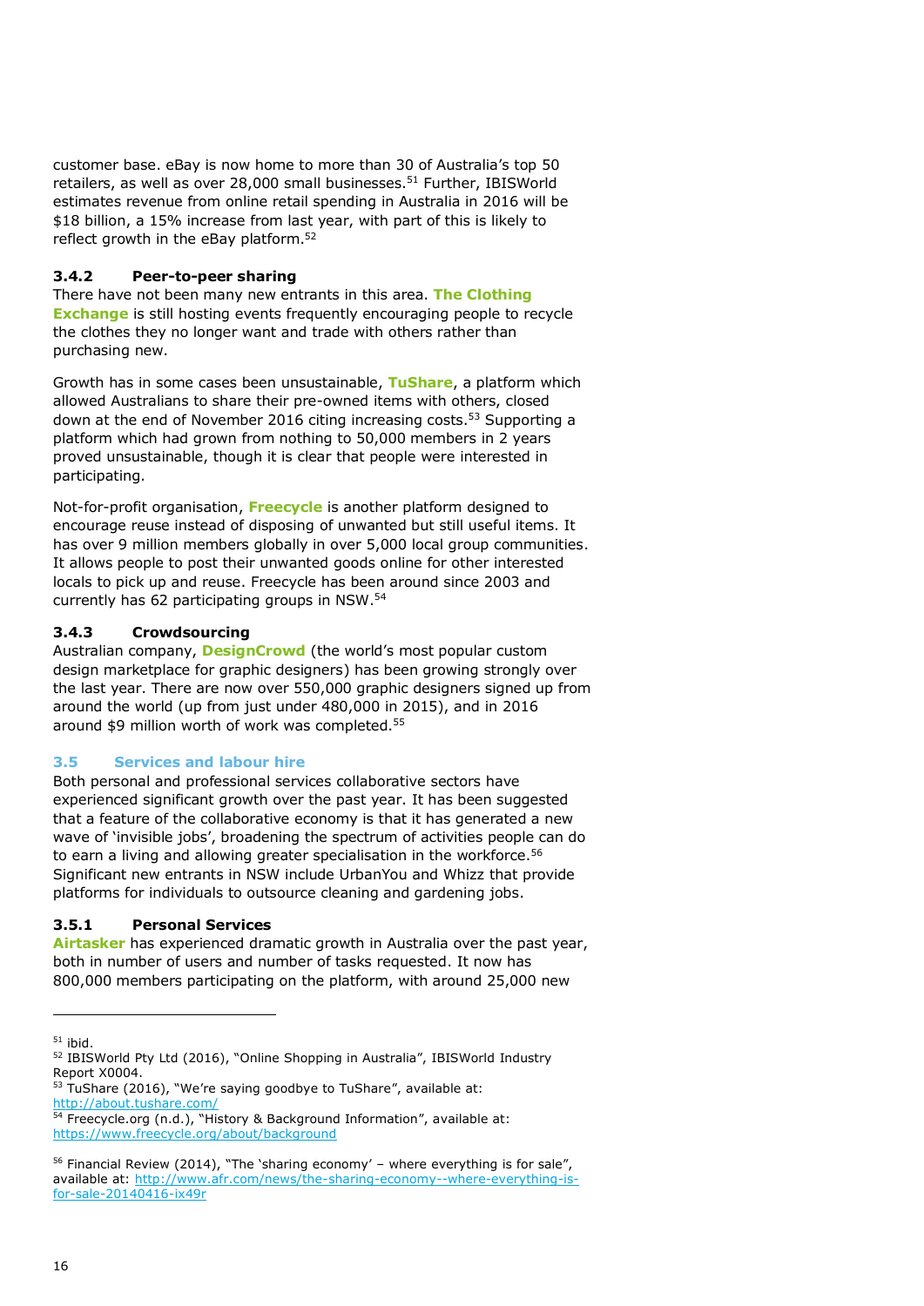customer base. eBay is now home to more than 30 of Australia's top 50 retailers, as well as over 28,000 small businesses.[51] Further, IBISWorld estimates revenue from online retail spending in Australia in 2016 will be $18 billion, a 15% increase from last year, with part of this is likely to reflect growth in the eBay platform.[52]

#### 3.4.2 Peer-to-peer sharing

There have not been many new entrants in this area. **The Clothing Exchange** is still hosting events frequently encouraging people to recycle the clothes they no longer want and trade with others rather than purchasing new.

Growth has in some cases been unsustainable, **TuShare**, a platform which allowed Australians to share their pre-owned items with others, closed down at the end of November 2016 citing increasing costs.[53] Supporting a platform which had grown from nothing to 50,000 members in 2 years proved unsustainable, though it is clear that people were interested in participating.

Not-for-profit organisation, **Freecycle** is another platform designed to encourage reuse instead of disposing of unwanted but still useful items. It has over 9 million members globally in over 5,000 local group communities. It allows people to post their unwanted goods online for other interested locals to pick up and reuse. Freecycle has been around since 2003 and currently has 62 participating groups in NSW.[54]

#### 3.4.3 Crowdsourcing

Australian company, **DesignCrowd** (the world's most popular custom design marketplace for graphic designers) has been growing strongly over the last year. There are now over 550,000 graphic designers signed up from around the world (up from just under 480,000 in 2015), and in 2016 around $9 million worth of work was completed.[55]

### 3.5 Services and labour hire

Both personal and professional services collaborative sectors have experienced significant growth over the past year. It has been suggested that a feature of the collaborative economy is that it has generated a new wave of 'invisible jobs', broadening the spectrum of activities people can do to earn a living and allowing greater specialisation in the workforce.[56] Significant new entrants in NSW include UrbanYou and Whizz that provide platforms for individuals to outsource cleaning and gardening jobs.

#### 3.5.1 Personal Services

**Airtasker** has experienced dramatic growth in Australia over the past year, both in number of users and number of tasks requested. It now has 800,000 members participating on the platform, with around 25,000 new

---

[51] ibid.

[52] IBISWorld Pty Ltd (2016), "Online Shopping in Australia", IBISWorld Industry Report X0004.

[53] TuShare (2016), "We're saying goodbye to TuShare", available at: http://about.tushare.com/

[54] Freecycle.org (n.d.), "History & Background Information", available at: https://www.freecycle.org/about/background

[56] Financial Review (2014), "The 'sharing economy' – where everything is for sale", available at: http://www.afr.com/news/the-sharing-economy--where-everything-is-for-sale-20140416-ix49r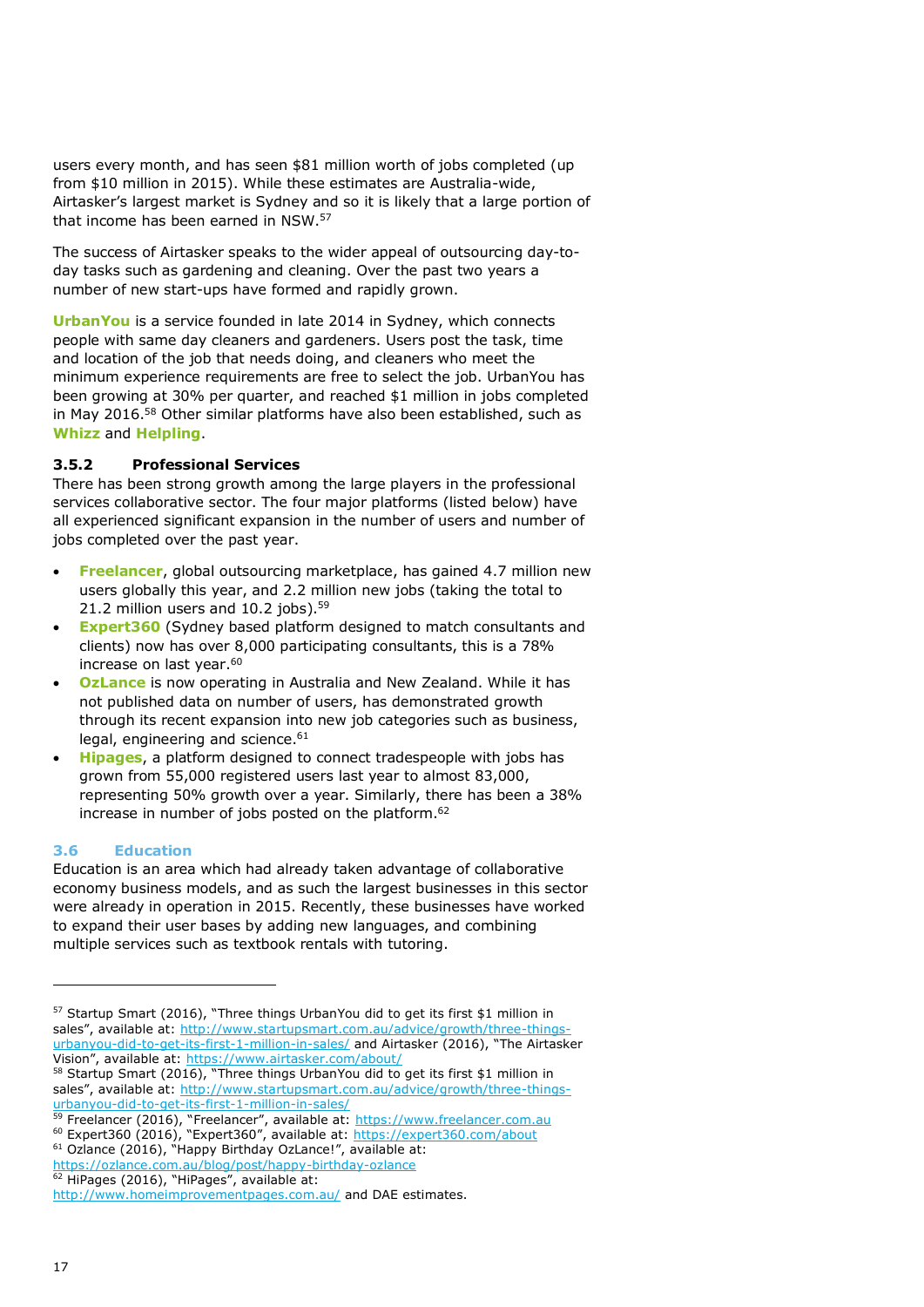users every month, and has seen $81 million worth of jobs completed (up from $10 million in 2015). While these estimates are Australia-wide, Airtasker's largest market is Sydney and so it is likely that a large portion of that income has been earned in NSW.[57]

The success of Airtasker speaks to the wider appeal of outsourcing day-to-day tasks such as gardening and cleaning. Over the past two years a number of new start-ups have formed and rapidly grown.

**UrbanYou** is a service founded in late 2014 in Sydney, which connects people with same day cleaners and gardeners. Users post the task, time and location of the job that needs doing, and cleaners who meet the minimum experience requirements are free to select the job. UrbanYou has been growing at 30% per quarter, and reached $1 million in jobs completed in May 2016.[58] Other similar platforms have also been established, such as **Whizz** and **Helpling**.

### 3.5.2 Professional Services

There has been strong growth among the large players in the professional services collaborative sector. The four major platforms (listed below) have all experienced significant expansion in the number of users and number of jobs completed over the past year.

- **Freelancer**, global outsourcing marketplace, has gained 4.7 million new users globally this year, and 2.2 million new jobs (taking the total to 21.2 million users and 10.2 jobs).[59]
- **Expert360** (Sydney based platform designed to match consultants and clients) now has over 8,000 participating consultants, this is a 78% increase on last year.[60]
- **OzLance** is now operating in Australia and New Zealand. While it has not published data on number of users, has demonstrated growth through its recent expansion into new job categories such as business, legal, engineering and science.[61]
- **Hipages**, a platform designed to connect tradespeople with jobs has grown from 55,000 registered users last year to almost 83,000, representing 50% growth over a year. Similarly, there has been a 38% increase in number of jobs posted on the platform.[62]

## 3.6 Education

Education is an area which had already taken advantage of collaborative economy business models, and as such the largest businesses in this sector were already in operation in 2015. Recently, these businesses have worked to expand their user bases by adding new languages, and combining multiple services such as textbook rentals with tutoring.

---

[57] Startup Smart (2016), "Three things UrbanYou did to get its first $1 million in sales", available at: http://www.startupsmart.com.au/advice/growth/three-things-urbanyou-did-to-get-its-first-1-million-in-sales/ and Airtasker (2016), "The Airtasker Vision", available at: https://www.airtasker.com/about/

[58] Startup Smart (2016), "Three things UrbanYou did to get its first $1 million in sales", available at: http://www.startupsmart.com.au/advice/growth/three-things-urbanyou-did-to-get-its-first-1-million-in-sales/

[59] Freelancer (2016), "Freelancer", available at: https://www.freelancer.com.au

[60] Expert360 (2016), "Expert360", available at: https://expert360.com/about

[61] Ozlance (2016), "Happy Birthday OzLance!", available at: https://ozlance.com.au/blog/post/happy-birthday-ozlance

[62] HiPages (2016), "HiPages", available at: http://www.homeimprovementpages.com.au/ and DAE estimates.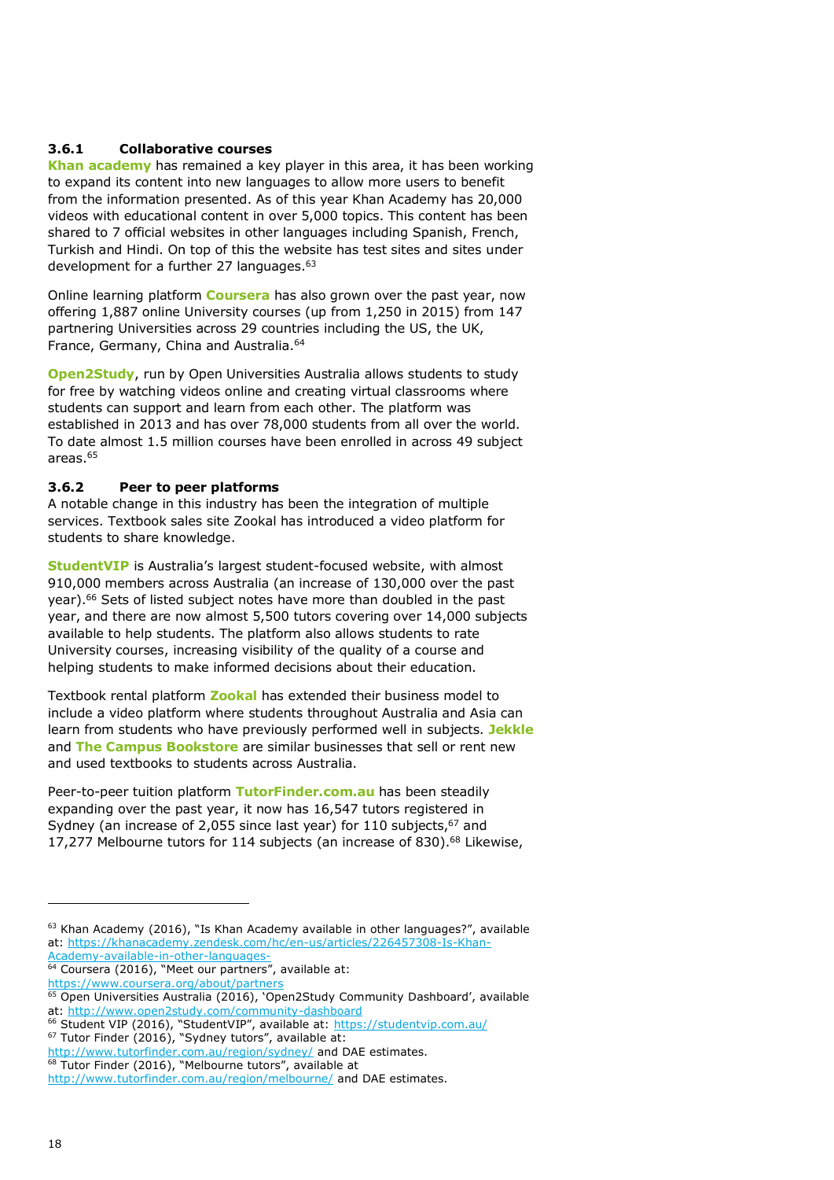### 3.6.1 Collaborative courses

**Khan academy** has remained a key player in this area, it has been working to expand its content into new languages to allow more users to benefit from the information presented. As of this year Khan Academy has 20,000 videos with educational content in over 5,000 topics. This content has been shared to 7 official websites in other languages including Spanish, French, Turkish and Hindi. On top of this the website has test sites and sites under development for a further 27 languages.[63]

Online learning platform **Coursera** has also grown over the past year, now offering 1,887 online University courses (up from 1,250 in 2015) from 147 partnering Universities across 29 countries including the US, the UK, France, Germany, China and Australia.[64]

**Open2Study**, run by Open Universities Australia allows students to study for free by watching videos online and creating virtual classrooms where students can support and learn from each other. The platform was established in 2013 and has over 78,000 students from all over the world. To date almost 1.5 million courses have been enrolled in across 49 subject areas.[65]

### 3.6.2 Peer to peer platforms

A notable change in this industry has been the integration of multiple services. Textbook sales site Zookal has introduced a video platform for students to share knowledge.

**StudentVIP** is Australia's largest student-focused website, with almost 910,000 members across Australia (an increase of 130,000 over the past year).[66] Sets of listed subject notes have more than doubled in the past year, and there are now almost 5,500 tutors covering over 14,000 subjects available to help students. The platform also allows students to rate University courses, increasing visibility of the quality of a course and helping students to make informed decisions about their education.

Textbook rental platform **Zookal** has extended their business model to include a video platform where students throughout Australia and Asia can learn from students who have previously performed well in subjects. **Jekkle** and **The Campus Bookstore** are similar businesses that sell or rent new and used textbooks to students across Australia.

Peer-to-peer tuition platform **TutorFinder.com.au** has been steadily expanding over the past year, it now has 16,547 tutors registered in Sydney (an increase of 2,055 since last year) for 110 subjects,[67] and 17,277 Melbourne tutors for 114 subjects (an increase of 830).[68] Likewise,

---

[63] Khan Academy (2016), "Is Khan Academy available in other languages?", available at: https://khanacademy.zendesk.com/hc/en-us/articles/226457308-Is-Khan-Academy-available-in-other-languages-

[64] Coursera (2016), "Meet our partners", available at: https://www.coursera.org/about/partners

[65] Open Universities Australia (2016), 'Open2Study Community Dashboard', available at: http://www.open2study.com/community-dashboard

[66] Student VIP (2016), "StudentVIP", available at: https://studentvip.com.au/

[67] Tutor Finder (2016), "Sydney tutors", available at: http://www.tutorfinder.com.au/region/sydney/ and DAE estimates.

[68] Tutor Finder (2016), "Melbourne tutors", available at http://www.tutorfinder.com.au/region/melbourne/ and DAE estimates.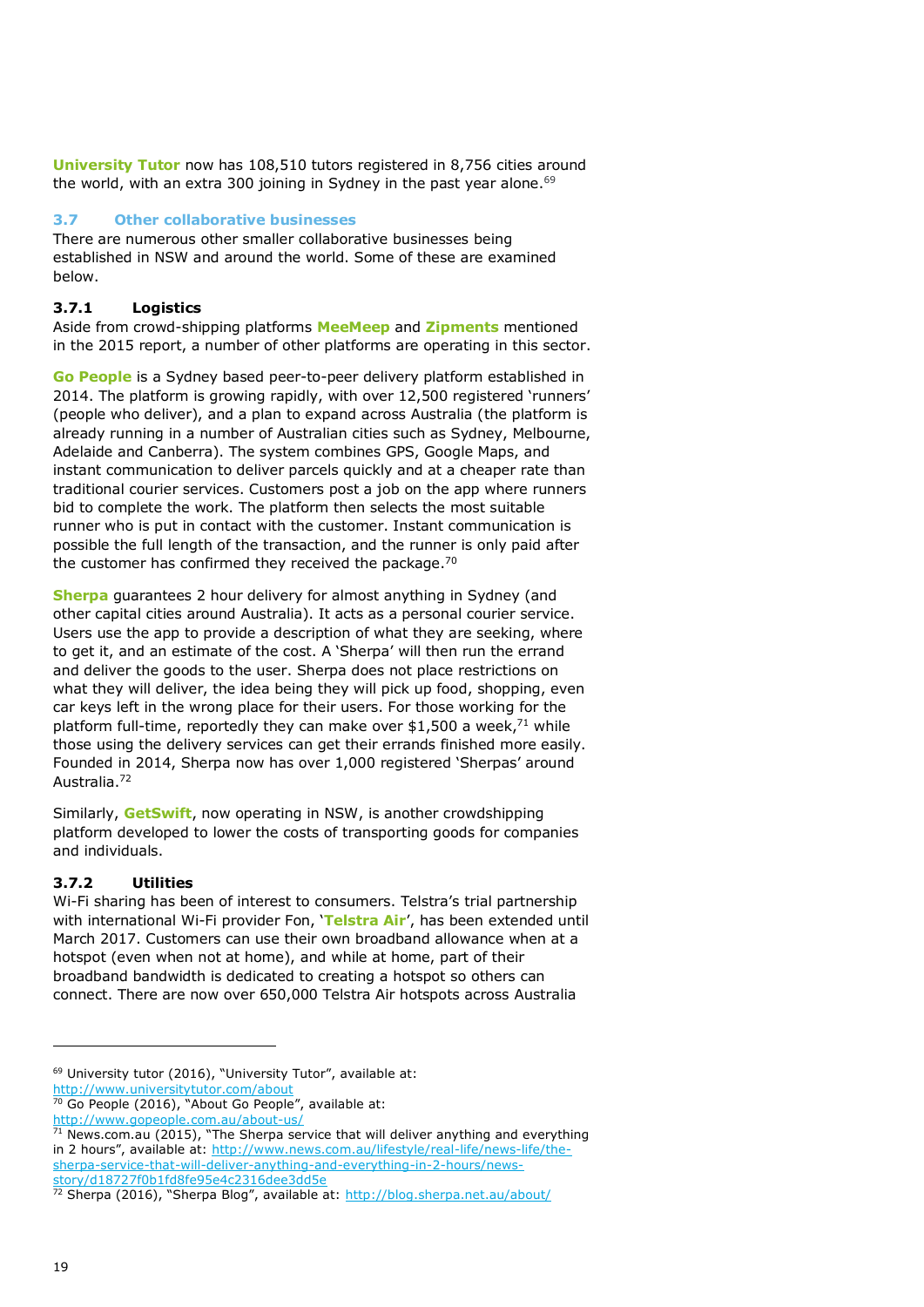**University Tutor** now has 108,510 tutors registered in 8,756 cities around the world, with an extra 300 joining in Sydney in the past year alone.[69]

## 3.7 Other collaborative businesses

There are numerous other smaller collaborative businesses being established in NSW and around the world. Some of these are examined below.

### 3.7.1 Logistics

Aside from crowd-shipping platforms **MeeMeep** and **Zipments** mentioned in the 2015 report, a number of other platforms are operating in this sector.

**Go People** is a Sydney based peer-to-peer delivery platform established in 2014. The platform is growing rapidly, with over 12,500 registered 'runners' (people who deliver), and a plan to expand across Australia (the platform is already running in a number of Australian cities such as Sydney, Melbourne, Adelaide and Canberra). The system combines GPS, Google Maps, and instant communication to deliver parcels quickly and at a cheaper rate than traditional courier services. Customers post a job on the app where runners bid to complete the work. The platform then selects the most suitable runner who is put in contact with the customer. Instant communication is possible the full length of the transaction, and the runner is only paid after the customer has confirmed they received the package.[70]

**Sherpa** guarantees 2 hour delivery for almost anything in Sydney (and other capital cities around Australia). It acts as a personal courier service. Users use the app to provide a description of what they are seeking, where to get it, and an estimate of the cost. A 'Sherpa' will then run the errand and deliver the goods to the user. Sherpa does not place restrictions on what they will deliver, the idea being they will pick up food, shopping, even car keys left in the wrong place for their users. For those working for the platform full-time, reportedly they can make over $1,500 a week,[71] while those using the delivery services can get their errands finished more easily. Founded in 2014, Sherpa now has over 1,000 registered 'Sherpas' around Australia.[72]

Similarly, **GetSwift**, now operating in NSW, is another crowdshipping platform developed to lower the costs of transporting goods for companies and individuals.

### 3.7.2 Utilities

Wi-Fi sharing has been of interest to consumers. Telstra's trial partnership with international Wi-Fi provider Fon, '**Telstra Air**', has been extended until March 2017. Customers can use their own broadband allowance when at a hotspot (even when not at home), and while at home, part of their broadband bandwidth is dedicated to creating a hotspot so others can connect. There are now over 650,000 Telstra Air hotspots across Australia

---

[69] University tutor (2016), "University Tutor", available at: http://www.universitytutor.com/about

[70] Go People (2016), "About Go People", available at: http://www.gopeople.com.au/about-us/

[71] News.com.au (2015), "The Sherpa service that will deliver anything and everything in 2 hours", available at: http://www.news.com.au/lifestyle/real-life/news-life/the-sherpa-service-that-will-deliver-anything-and-everything-in-2-hours/news-story/d18727f0b1fd8fe95e4c2316dee3dd5e

[72] Sherpa (2016), "Sherpa Blog", available at: http://blog.sherpa.net.au/about/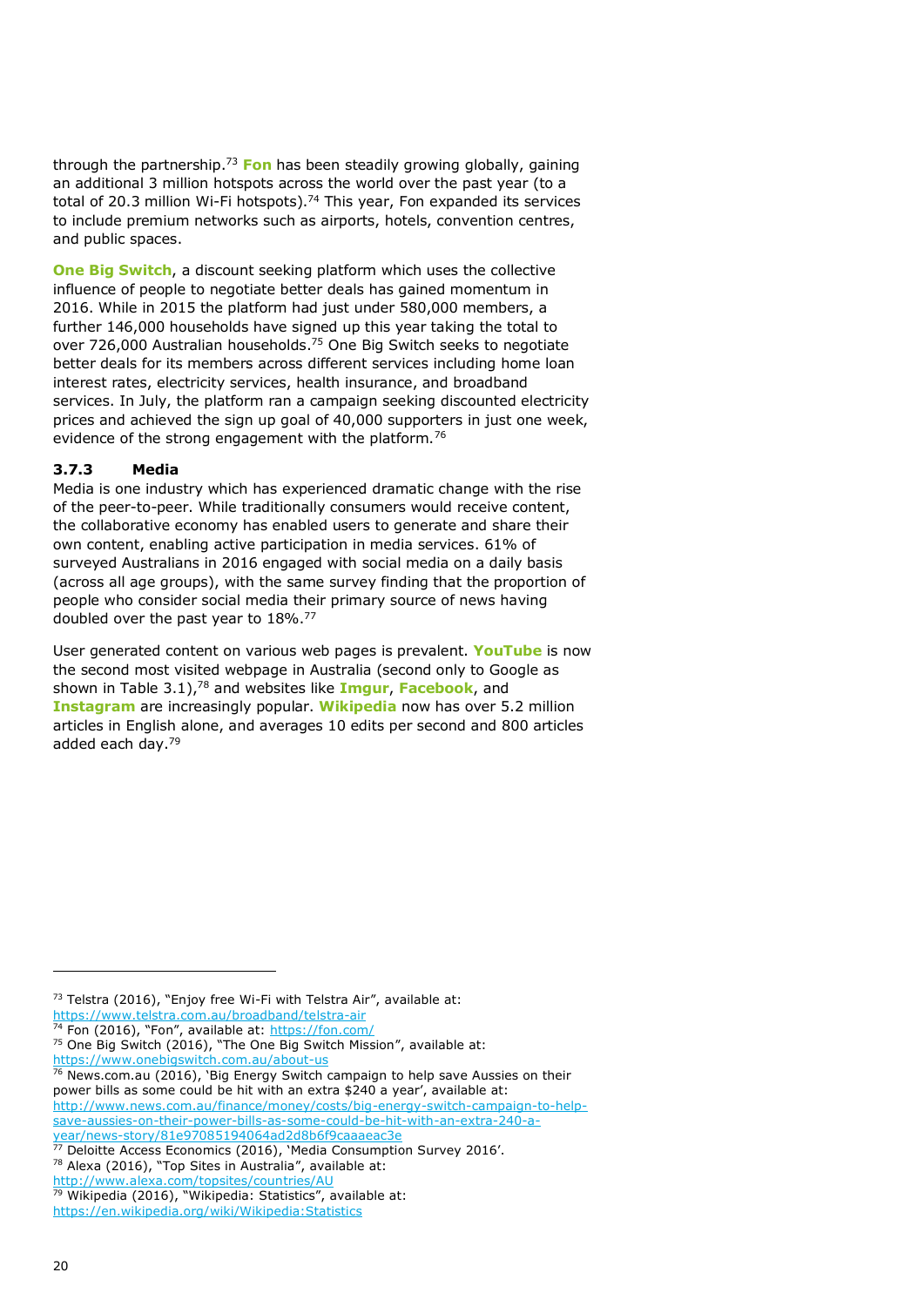through the partnership.[73] **Fon** has been steadily growing globally, gaining an additional 3 million hotspots across the world over the past year (to a total of 20.3 million Wi-Fi hotspots).[74] This year, Fon expanded its services to include premium networks such as airports, hotels, convention centres, and public spaces.

**One Big Switch**, a discount seeking platform which uses the collective influence of people to negotiate better deals has gained momentum in 2016. While in 2015 the platform had just under 580,000 members, a further 146,000 households have signed up this year taking the total to over 726,000 Australian households.[75] One Big Switch seeks to negotiate better deals for its members across different services including home loan interest rates, electricity services, health insurance, and broadband services. In July, the platform ran a campaign seeking discounted electricity prices and achieved the sign up goal of 40,000 supporters in just one week, evidence of the strong engagement with the platform.[76]

### 3.7.3 Media

Media is one industry which has experienced dramatic change with the rise of the peer-to-peer. While traditionally consumers would receive content, the collaborative economy has enabled users to generate and share their own content, enabling active participation in media services. 61% of surveyed Australians in 2016 engaged with social media on a daily basis (across all age groups), with the same survey finding that the proportion of people who consider social media their primary source of news having doubled over the past year to 18%.[77]

User generated content on various web pages is prevalent. **YouTube** is now the second most visited webpage in Australia (second only to Google as shown in Table 3.1),[78] and websites like **Imgur**, **Facebook**, and **Instagram** are increasingly popular. **Wikipedia** now has over 5.2 million articles in English alone, and averages 10 edits per second and 800 articles added each day.[79]

---

[73] Telstra (2016), "Enjoy free Wi-Fi with Telstra Air", available at: https://www.telstra.com.au/broadband/telstra-air

[74] Fon (2016), "Fon", available at: https://fon.com/

[75] One Big Switch (2016), "The One Big Switch Mission", available at: https://www.onebigswitch.com.au/about-us

[76] News.com.au (2016), 'Big Energy Switch campaign to help save Aussies on their power bills as some could be hit with an extra $240 a year', available at: http://www.news.com.au/finance/money/costs/big-energy-switch-campaign-to-help-save-aussies-on-their-power-bills-as-some-could-be-hit-with-an-extra-240-a-year/news-story/81e97085194064ad2d8b6f9caaaeac3e

[77] Deloitte Access Economics (2016), 'Media Consumption Survey 2016'.

[78] Alexa (2016), "Top Sites in Australia", available at: http://www.alexa.com/topsites/countries/AU

[79] Wikipedia (2016), "Wikipedia: Statistics", available at: https://en.wikipedia.org/wiki/Wikipedia:Statistics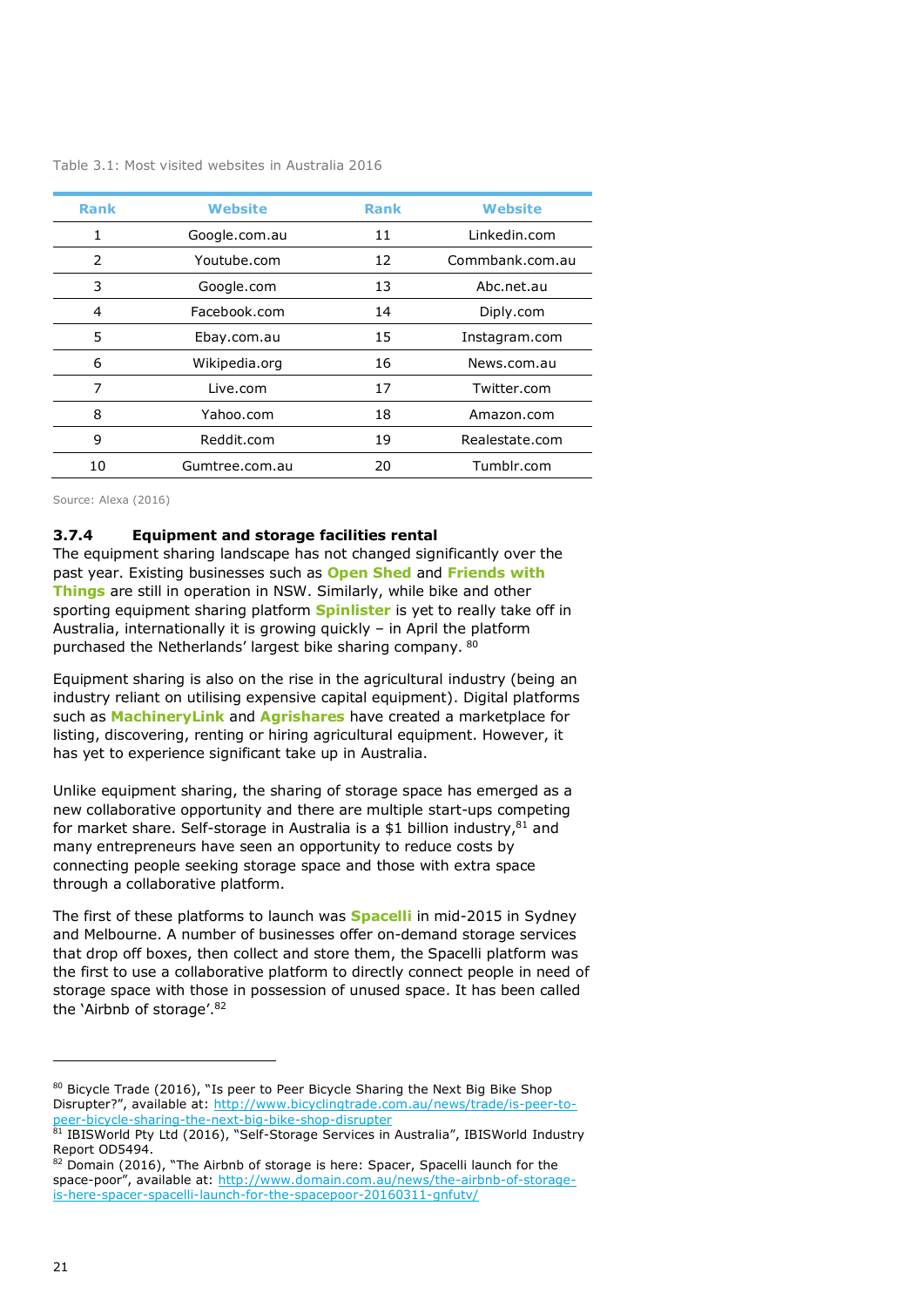Table 3.1: Most visited websites in Australia 2016

| Rank | Website | Rank | Website |
|---|---|---|---|
| 1 | Google.com.au | 11 | Linkedin.com |
| 2 | Youtube.com | 12 | Commbank.com.au |
| 3 | Google.com | 13 | Abc.net.au |
| 4 | Facebook.com | 14 | Diply.com |
| 5 | Ebay.com.au | 15 | Instagram.com |
| 6 | Wikipedia.org | 16 | News.com.au |
| 7 | Live.com | 17 | Twitter.com |
| 8 | Yahoo.com | 18 | Amazon.com |
| 9 | Reddit.com | 19 | Realestate.com |
| 10 | Gumtree.com.au | 20 | Tumblr.com |

Source: Alexa (2016)

#### 3.7.4 Equipment and storage facilities rental

The equipment sharing landscape has not changed significantly over the past year. Existing businesses such as **Open Shed** and **Friends with Things** are still in operation in NSW. Similarly, while bike and other sporting equipment sharing platform **Spinlister** is yet to really take off in Australia, internationally it is growing quickly – in April the platform purchased the Netherlands' largest bike sharing company. [80]

Equipment sharing is also on the rise in the agricultural industry (being an industry reliant on utilising expensive capital equipment). Digital platforms such as **MachineryLink** and **Agrishares** have created a marketplace for listing, discovering, renting or hiring agricultural equipment. However, it has yet to experience significant take up in Australia.

Unlike equipment sharing, the sharing of storage space has emerged as a new collaborative opportunity and there are multiple start-ups competing for market share. Self-storage in Australia is a $1 billion industry,[81] and many entrepreneurs have seen an opportunity to reduce costs by connecting people seeking storage space and those with extra space through a collaborative platform.

The first of these platforms to launch was **Spacelli** in mid-2015 in Sydney and Melbourne. A number of businesses offer on-demand storage services that drop off boxes, then collect and store them, the Spacelli platform was the first to use a collaborative platform to directly connect people in need of storage space with those in possession of unused space. It has been called the 'Airbnb of storage'.[82]

---

[80] Bicycle Trade (2016), "Is peer to Peer Bicycle Sharing the Next Big Bike Shop Disrupter?", available at: http://www.bicyclingtrade.com.au/news/trade/is-peer-to-peer-bicycle-sharing-the-next-big-bike-shop-disrupter

[81] IBISWorld Pty Ltd (2016), "Self-Storage Services in Australia", IBISWorld Industry Report OD5494.

[82] Domain (2016), "The Airbnb of storage is here: Spacer, Spacelli launch for the space-poor", available at: http://www.domain.com.au/news/the-airbnb-of-storage-is-here-spacer-spacelli-launch-for-the-spacepoor-20160311-gnfutv/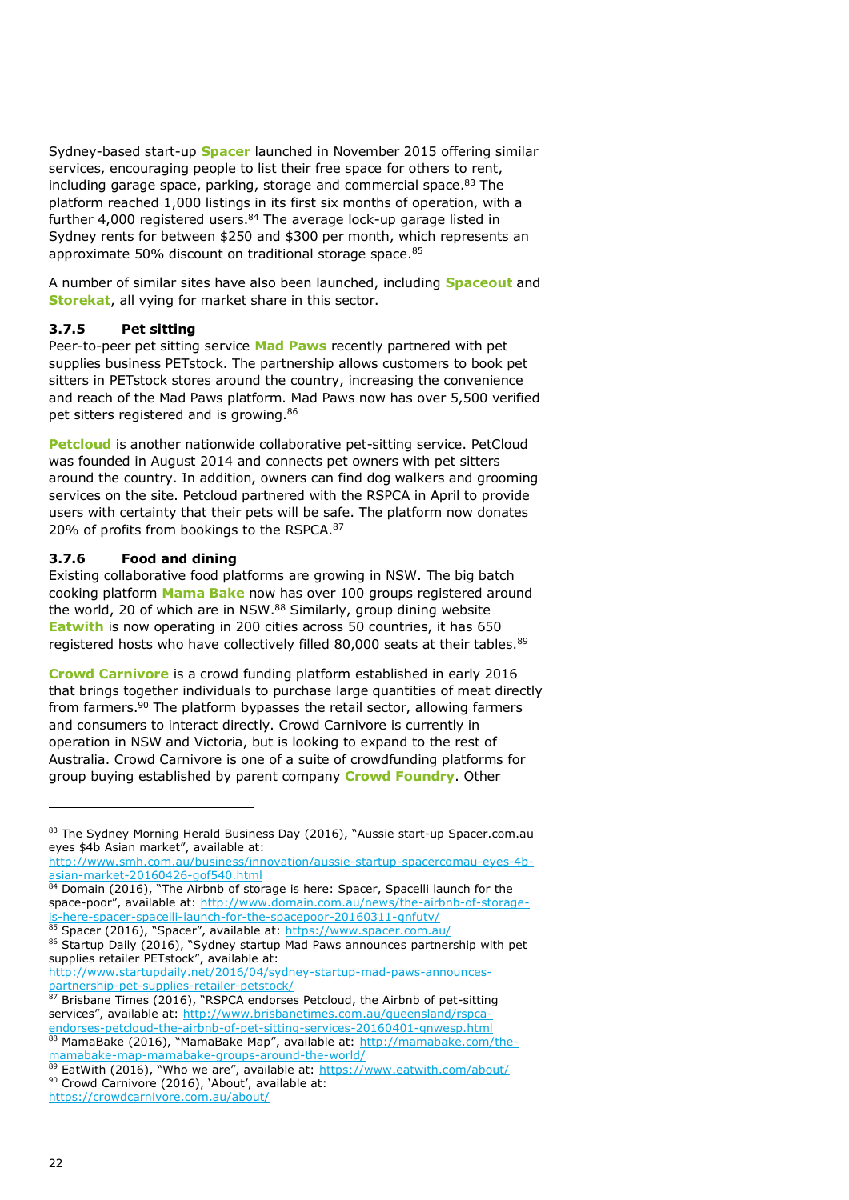Sydney-based start-up **Spacer** launched in November 2015 offering similar services, encouraging people to list their free space for others to rent, including garage space, parking, storage and commercial space.[83] The platform reached 1,000 listings in its first six months of operation, with a further 4,000 registered users.[84] The average lock-up garage listed in Sydney rents for between $250 and $300 per month, which represents an approximate 50% discount on traditional storage space.[85]

A number of similar sites have also been launched, including **Spaceout** and **Storekat**, all vying for market share in this sector.

### 3.7.5 Pet sitting

Peer-to-peer pet sitting service **Mad Paws** recently partnered with pet supplies business PETstock. The partnership allows customers to book pet sitters in PETstock stores around the country, increasing the convenience and reach of the Mad Paws platform. Mad Paws now has over 5,500 verified pet sitters registered and is growing.[86]

**Petcloud** is another nationwide collaborative pet-sitting service. PetCloud was founded in August 2014 and connects pet owners with pet sitters around the country. In addition, owners can find dog walkers and grooming services on the site. Petcloud partnered with the RSPCA in April to provide users with certainty that their pets will be safe. The platform now donates 20% of profits from bookings to the RSPCA.[87]

### 3.7.6 Food and dining

Existing collaborative food platforms are growing in NSW. The big batch cooking platform **Mama Bake** now has over 100 groups registered around the world, 20 of which are in NSW.[88] Similarly, group dining website **Eatwith** is now operating in 200 cities across 50 countries, it has 650 registered hosts who have collectively filled 80,000 seats at their tables.[89]

**Crowd Carnivore** is a crowd funding platform established in early 2016 that brings together individuals to purchase large quantities of meat directly from farmers.[90] The platform bypasses the retail sector, allowing farmers and consumers to interact directly. Crowd Carnivore is currently in operation in NSW and Victoria, but is looking to expand to the rest of Australia. Crowd Carnivore is one of a suite of crowdfunding platforms for group buying established by parent company **Crowd Foundry**. Other

---

[83] The Sydney Morning Herald Business Day (2016), "Aussie start-up Spacer.com.au eyes $4b Asian market", available at: http://www.smh.com.au/business/innovation/aussie-startup-spacercomau-eyes-4b-asian-market-20160426-gof540.html

[84] Domain (2016), "The Airbnb of storage is here: Spacer, Spacelli launch for the space-poor", available at: http://www.domain.com.au/news/the-airbnb-of-storage-is-here-spacer-spacelli-launch-for-the-spacepoor-20160311-gnfutv/

[85] Spacer (2016), "Spacer", available at: https://www.spacer.com.au/

[86] Startup Daily (2016), "Sydney startup Mad Paws announces partnership with pet supplies retailer PETstock", available at: http://www.startupdaily.net/2016/04/sydney-startup-mad-paws-announces-partnership-pet-supplies-retailer-petstock/

[87] Brisbane Times (2016), "RSPCA endorses Petcloud, the Airbnb of pet-sitting services", available at: http://www.brisbanetimes.com.au/queensland/rspca-endorses-petcloud-the-airbnb-of-pet-sitting-services-20160401-gnwesp.html

[88] MamaBake (2016), "MamaBake Map", available at: http://mamabake.com/the-mamabake-map-mamabake-groups-around-the-world/

[89] EatWith (2016), "Who we are", available at: https://www.eatwith.com/about/

[90] Crowd Carnivore (2016), 'About', available at: https://crowdcarnivore.com.au/about/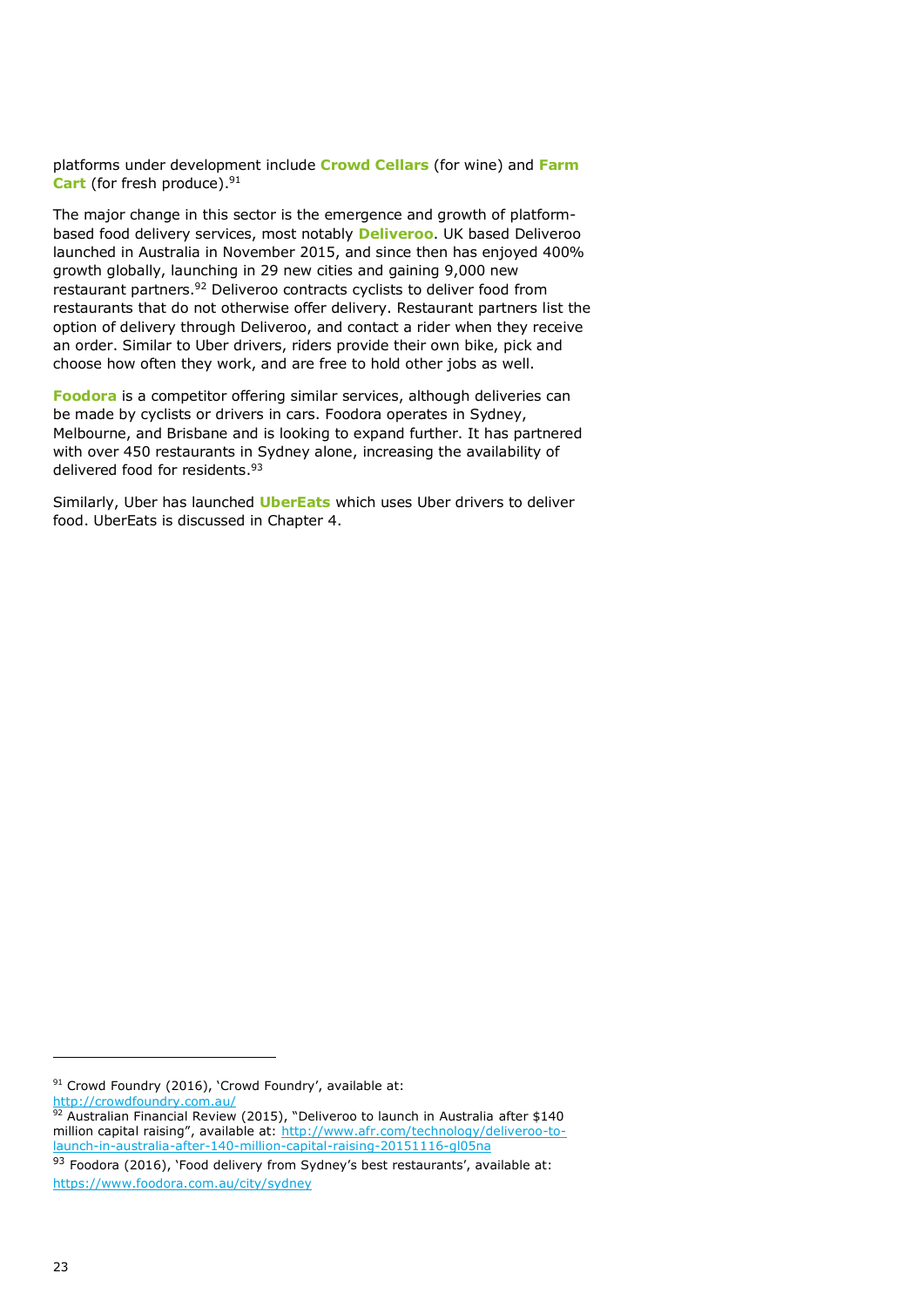platforms under development include **Crowd Cellars** (for wine) and **Farm Cart** (for fresh produce).[91]

The major change in this sector is the emergence and growth of platform-based food delivery services, most notably **Deliveroo**. UK based Deliveroo launched in Australia in November 2015, and since then has enjoyed 400% growth globally, launching in 29 new cities and gaining 9,000 new restaurant partners.[92] Deliveroo contracts cyclists to deliver food from restaurants that do not otherwise offer delivery. Restaurant partners list the option of delivery through Deliveroo, and contact a rider when they receive an order. Similar to Uber drivers, riders provide their own bike, pick and choose how often they work, and are free to hold other jobs as well.

**Foodora** is a competitor offering similar services, although deliveries can be made by cyclists or drivers in cars. Foodora operates in Sydney, Melbourne, and Brisbane and is looking to expand further. It has partnered with over 450 restaurants in Sydney alone, increasing the availability of delivered food for residents.[93]

Similarly, Uber has launched **UberEats** which uses Uber drivers to deliver food. UberEats is discussed in Chapter 4.

---

[91] Crowd Foundry (2016), 'Crowd Foundry', available at: http://crowdfoundry.com.au/

[92] Australian Financial Review (2015), "Deliveroo to launch in Australia after $140 million capital raising", available at: http://www.afr.com/technology/deliveroo-to-launch-in-australia-after-140-million-capital-raising-20151116-gl05na

[93] Foodora (2016), 'Food delivery from Sydney's best restaurants', available at: https://www.foodora.com.au/city/sydney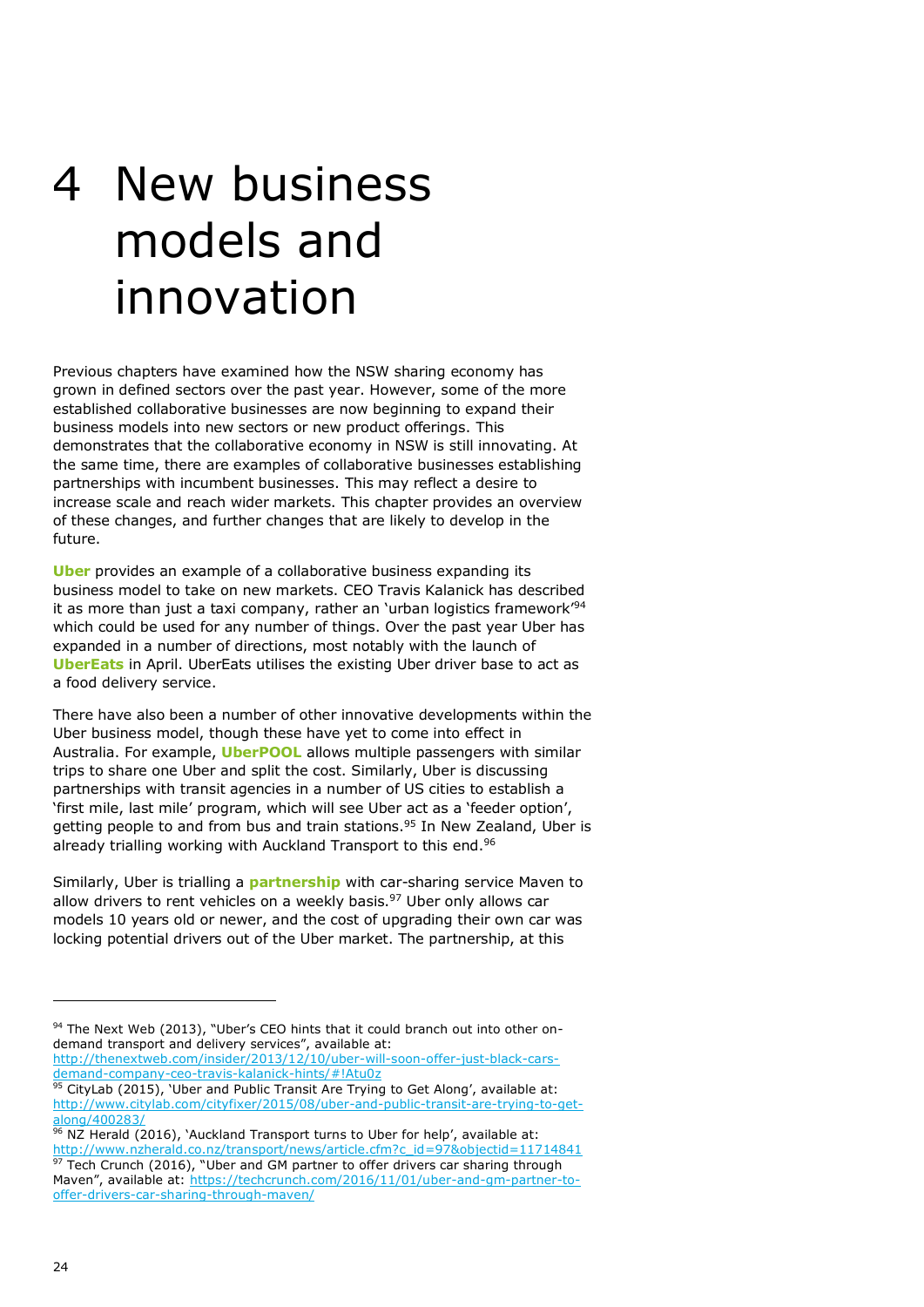# 4 New business models and innovation

Previous chapters have examined how the NSW sharing economy has grown in defined sectors over the past year. However, some of the more established collaborative businesses are now beginning to expand their business models into new sectors or new product offerings. This demonstrates that the collaborative economy in NSW is still innovating. At the same time, there are examples of collaborative businesses establishing partnerships with incumbent businesses. This may reflect a desire to increase scale and reach wider markets. This chapter provides an overview of these changes, and further changes that are likely to develop in the future.

**Uber** provides an example of a collaborative business expanding its business model to take on new markets. CEO Travis Kalanick has described it as more than just a taxi company, rather an 'urban logistics framework'[94] which could be used for any number of things. Over the past year Uber has expanded in a number of directions, most notably with the launch of **UberEats** in April. UberEats utilises the existing Uber driver base to act as a food delivery service.

There have also been a number of other innovative developments within the Uber business model, though these have yet to come into effect in Australia. For example, **UberPOOL** allows multiple passengers with similar trips to share one Uber and split the cost. Similarly, Uber is discussing partnerships with transit agencies in a number of US cities to establish a 'first mile, last mile' program, which will see Uber act as a 'feeder option', getting people to and from bus and train stations.[95] In New Zealand, Uber is already trialling working with Auckland Transport to this end.[96]

Similarly, Uber is trialling a **partnership** with car-sharing service Maven to allow drivers to rent vehicles on a weekly basis.[97] Uber only allows car models 10 years old or newer, and the cost of upgrading their own car was locking potential drivers out of the Uber market. The partnership, at this

---

[94] The Next Web (2013), "Uber's CEO hints that it could branch out into other on-demand transport and delivery services", available at: http://thenextweb.com/insider/2013/12/10/uber-will-soon-offer-just-black-cars-demand-company-ceo-travis-kalanick-hints/#!Atu0z

[95] CityLab (2015), 'Uber and Public Transit Are Trying to Get Along', available at: http://www.citylab.com/cityfixer/2015/08/uber-and-public-transit-are-trying-to-get-along/400283/

[96] NZ Herald (2016), 'Auckland Transport turns to Uber for help', available at: http://www.nzherald.co.nz/transport/news/article.cfm?c_id=97&objectid=11714841

[97] Tech Crunch (2016), "Uber and GM partner to offer drivers car sharing through Maven", available at: https://techcrunch.com/2016/11/01/uber-and-gm-partner-to-offer-drivers-car-sharing-through-maven/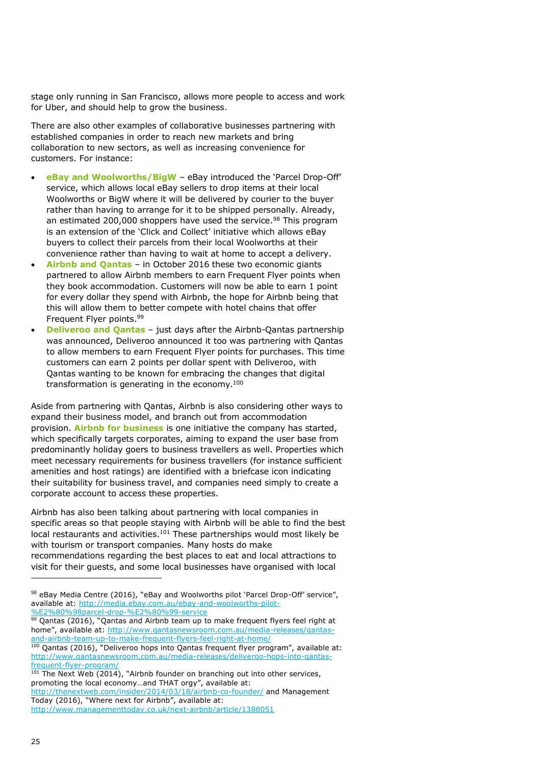stage only running in San Francisco, allows more people to access and work for Uber, and should help to grow the business.

There are also other examples of collaborative businesses partnering with established companies in order to reach new markets and bring collaboration to new sectors, as well as increasing convenience for customers. For instance:

- **eBay and Woolworths/BigW** – eBay introduced the 'Parcel Drop-Off' service, which allows local eBay sellers to drop items at their local Woolworths or BigW where it will be delivered by courier to the buyer rather than having to arrange for it to be shipped personally. Already, an estimated 200,000 shoppers have used the service.[98] This program is an extension of the 'Click and Collect' initiative which allows eBay buyers to collect their parcels from their local Woolworths at their convenience rather than having to wait at home to accept a delivery.
- **Airbnb and Qantas** – in October 2016 these two economic giants partnered to allow Airbnb members to earn Frequent Flyer points when they book accommodation. Customers will now be able to earn 1 point for every dollar they spend with Airbnb, the hope for Airbnb being that this will allow them to better compete with hotel chains that offer Frequent Flyer points.[99]
- **Deliveroo and Qantas** – just days after the Airbnb-Qantas partnership was announced, Deliveroo announced it too was partnering with Qantas to allow members to earn Frequent Flyer points for purchases. This time customers can earn 2 points per dollar spent with Deliveroo, with Qantas wanting to be known for embracing the changes that digital transformation is generating in the economy.[100]

Aside from partnering with Qantas, Airbnb is also considering other ways to expand their business model, and branch out from accommodation provision. **Airbnb for business** is one initiative the company has started, which specifically targets corporates, aiming to expand the user base from predominantly holiday goers to business travellers as well. Properties which meet necessary requirements for business travellers (for instance sufficient amenities and host ratings) are identified with a briefcase icon indicating their suitability for business travel, and companies need simply to create a corporate account to access these properties.

Airbnb has also been talking about partnering with local companies in specific areas so that people staying with Airbnb will be able to find the best local restaurants and activities.[101] These partnerships would most likely be with tourism or transport companies. Many hosts do make recommendations regarding the best places to eat and local attractions to visit for their guests, and some local businesses have organised with local

---

[98] eBay Media Centre (2016), "eBay and Woolworths pilot 'Parcel Drop-Off' service", available at: http://media.ebay.com.au/ebay-and-woolworths-pilot-%E2%80%98parcel-drop-%E2%80%99-service

[99] Qantas (2016), "Qantas and Airbnb team up to make frequent flyers feel right at home", available at: http://www.qantasnewsroom.com.au/media-releases/qantas-and-airbnb-team-up-to-make-frequent-flyers-feel-right-at-home/

[100] Qantas (2016), "Deliveroo hops into Qantas frequent flyer program", available at: http://www.qantasnewsroom.com.au/media-releases/deliveroo-hops-into-qantas-frequent-flyer-program/

[101] The Next Web (2014), "Airbnb founder on branching out into other services, promoting the local economy…and THAT orgy", available at: http://thenextweb.com/insider/2014/03/18/airbnb-co-founder/ and Management Today (2016), "Where next for Airbnb", available at: http://www.managementtoday.co.uk/next-airbnb/article/1388051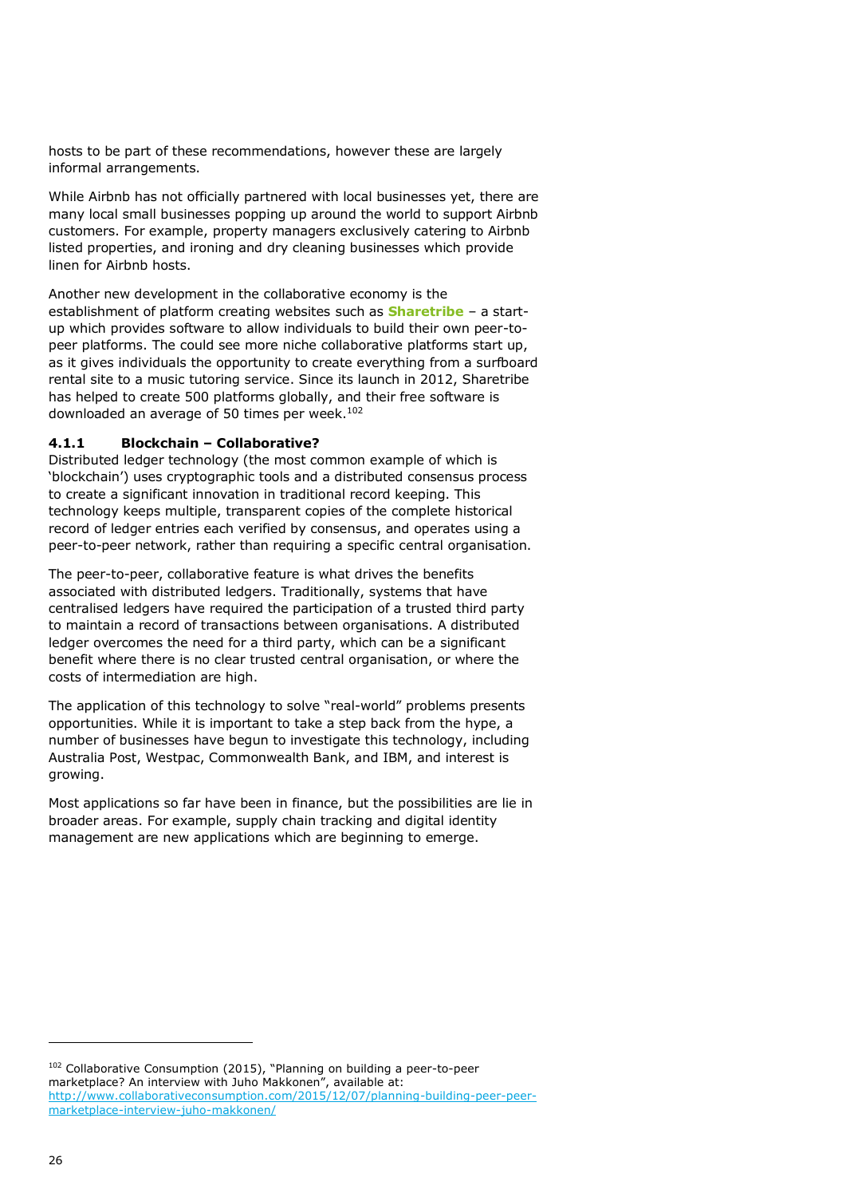hosts to be part of these recommendations, however these are largely informal arrangements.

While Airbnb has not officially partnered with local businesses yet, there are many local small businesses popping up around the world to support Airbnb customers. For example, property managers exclusively catering to Airbnb listed properties, and ironing and dry cleaning businesses which provide linen for Airbnb hosts.

Another new development in the collaborative economy is the establishment of platform creating websites such as **Sharetribe** – a start-up which provides software to allow individuals to build their own peer-to-peer platforms. The could see more niche collaborative platforms start up, as it gives individuals the opportunity to create everything from a surfboard rental site to a music tutoring service. Since its launch in 2012, Sharetribe has helped to create 500 platforms globally, and their free software is downloaded an average of 50 times per week.[102]

### 4.1.1 Blockchain – Collaborative?

Distributed ledger technology (the most common example of which is 'blockchain') uses cryptographic tools and a distributed consensus process to create a significant innovation in traditional record keeping. This technology keeps multiple, transparent copies of the complete historical record of ledger entries each verified by consensus, and operates using a peer-to-peer network, rather than requiring a specific central organisation.

The peer-to-peer, collaborative feature is what drives the benefits associated with distributed ledgers. Traditionally, systems that have centralised ledgers have required the participation of a trusted third party to maintain a record of transactions between organisations. A distributed ledger overcomes the need for a third party, which can be a significant benefit where there is no clear trusted central organisation, or where the costs of intermediation are high.

The application of this technology to solve "real-world" problems presents opportunities. While it is important to take a step back from the hype, a number of businesses have begun to investigate this technology, including Australia Post, Westpac, Commonwealth Bank, and IBM, and interest is growing.

Most applications so far have been in finance, but the possibilities are lie in broader areas. For example, supply chain tracking and digital identity management are new applications which are beginning to emerge.

---

[102] Collaborative Consumption (2015), "Planning on building a peer-to-peer marketplace? An interview with Juho Makkonen", available at: http://www.collaborativeconsumption.com/2015/12/07/planning-building-peer-peer-marketplace-interview-juho-makkonen/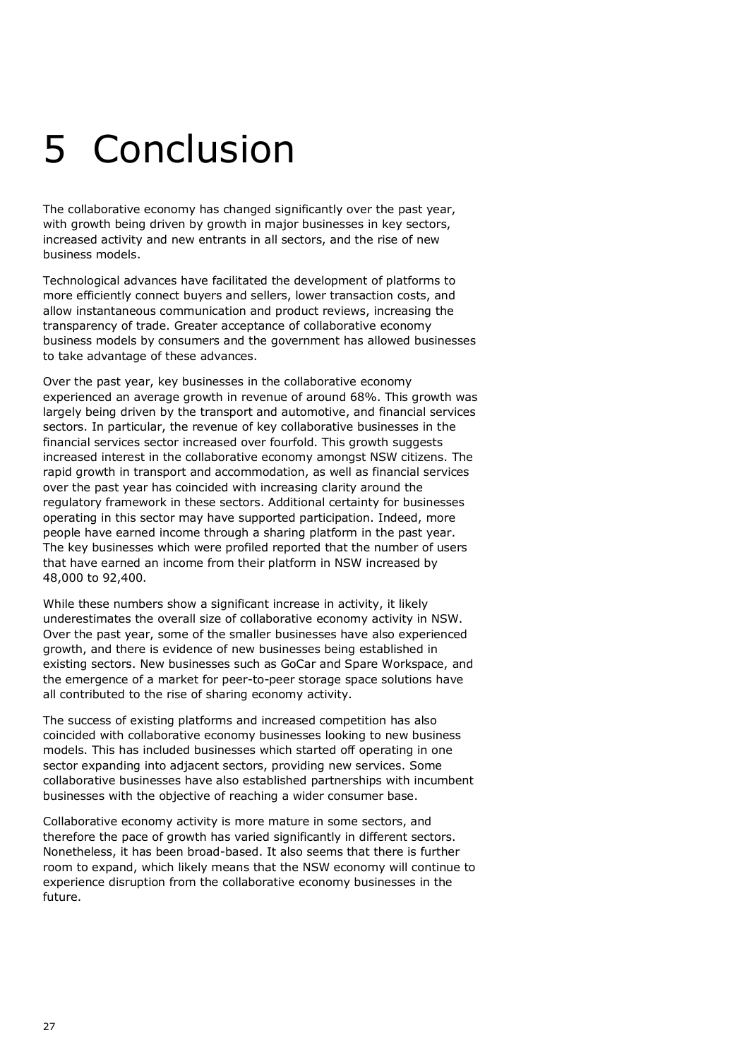# 5 Conclusion

The collaborative economy has changed significantly over the past year, with growth being driven by growth in major businesses in key sectors, increased activity and new entrants in all sectors, and the rise of new business models.

Technological advances have facilitated the development of platforms to more efficiently connect buyers and sellers, lower transaction costs, and allow instantaneous communication and product reviews, increasing the transparency of trade. Greater acceptance of collaborative economy business models by consumers and the government has allowed businesses to take advantage of these advances.

Over the past year, key businesses in the collaborative economy experienced an average growth in revenue of around 68%. This growth was largely being driven by the transport and automotive, and financial services sectors. In particular, the revenue of key collaborative businesses in the financial services sector increased over fourfold. This growth suggests increased interest in the collaborative economy amongst NSW citizens. The rapid growth in transport and accommodation, as well as financial services over the past year has coincided with increasing clarity around the regulatory framework in these sectors. Additional certainty for businesses operating in this sector may have supported participation. Indeed, more people have earned income through a sharing platform in the past year. The key businesses which were profiled reported that the number of users that have earned an income from their platform in NSW increased by 48,000 to 92,400.

While these numbers show a significant increase in activity, it likely underestimates the overall size of collaborative economy activity in NSW. Over the past year, some of the smaller businesses have also experienced growth, and there is evidence of new businesses being established in existing sectors. New businesses such as GoCar and Spare Workspace, and the emergence of a market for peer-to-peer storage space solutions have all contributed to the rise of sharing economy activity.

The success of existing platforms and increased competition has also coincided with collaborative economy businesses looking to new business models. This has included businesses which started off operating in one sector expanding into adjacent sectors, providing new services. Some collaborative businesses have also established partnerships with incumbent businesses with the objective of reaching a wider consumer base.

Collaborative economy activity is more mature in some sectors, and therefore the pace of growth has varied significantly in different sectors. Nonetheless, it has been broad-based. It also seems that there is further room to expand, which likely means that the NSW economy will continue to experience disruption from the collaborative economy businesses in the future.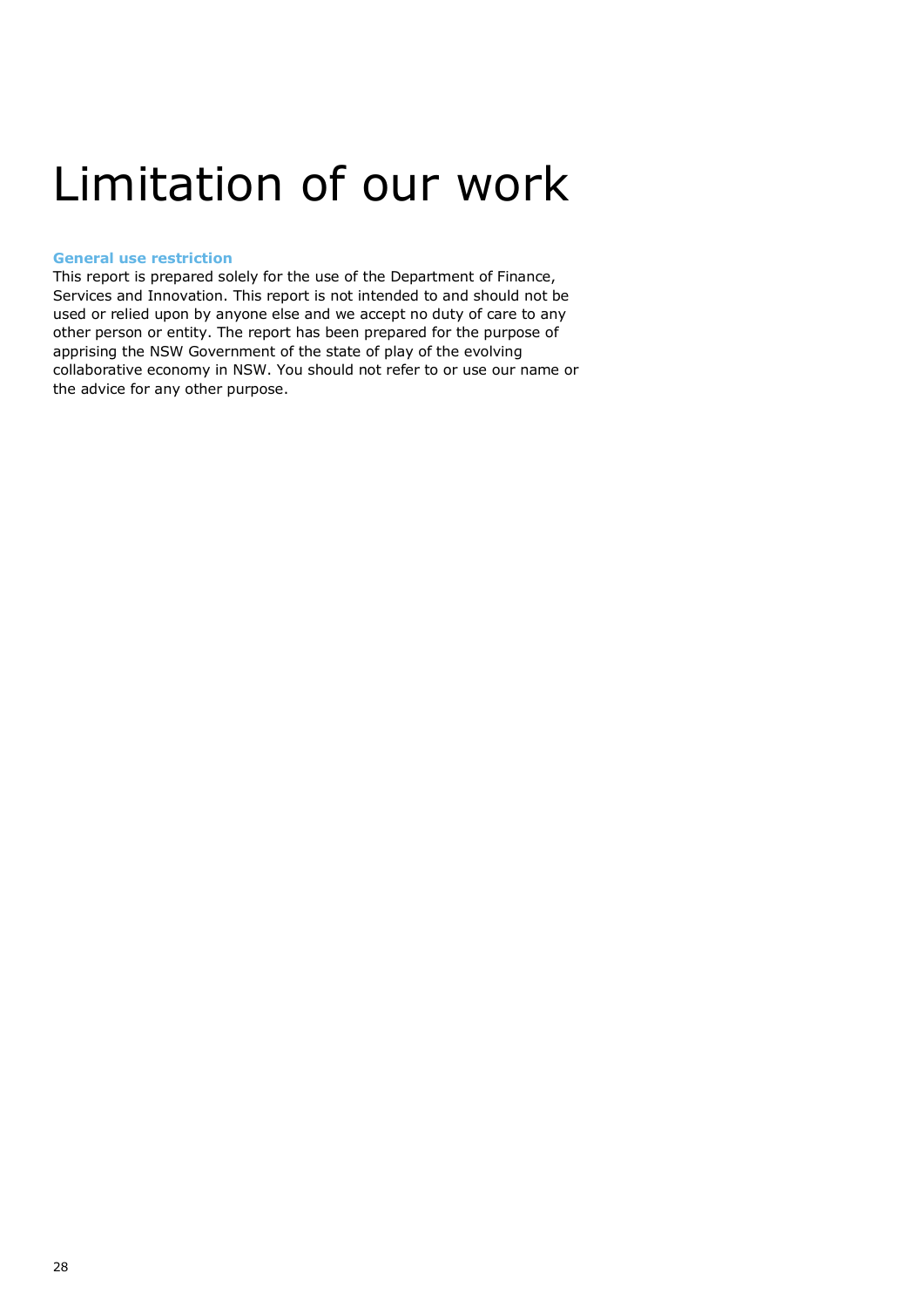# Limitation of our work

**General use restriction**

This report is prepared solely for the use of the Department of Finance, Services and Innovation. This report is not intended to and should not be used or relied upon by anyone else and we accept no duty of care to any other person or entity. The report has been prepared for the purpose of apprising the NSW Government of the state of play of the evolving collaborative economy in NSW. You should not refer to or use our name or the advice for any other purpose.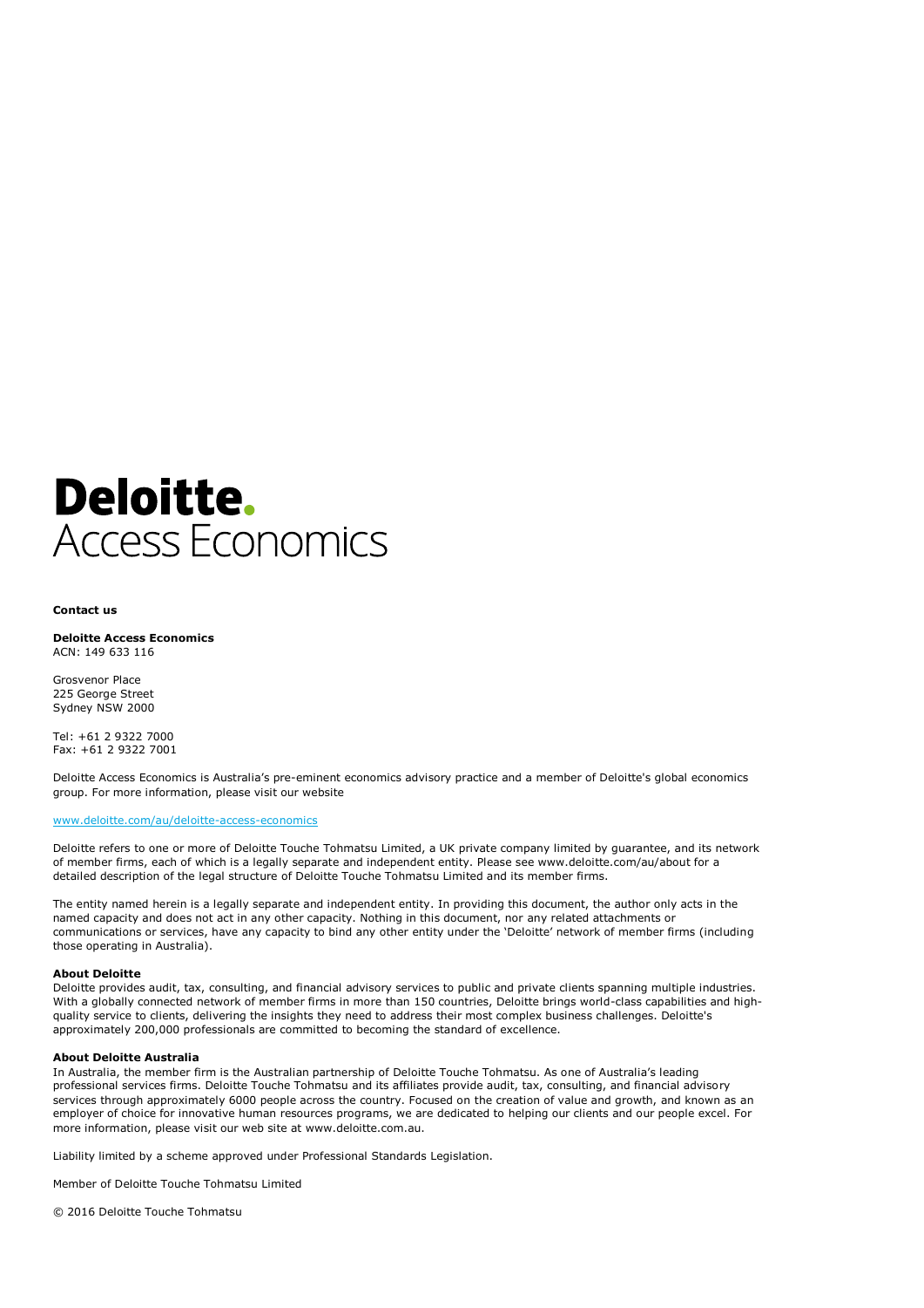Deloitte.
Access Economics

**Contact us**

**Deloitte Access Economics**
ACN: 149 633 116

Grosvenor Place
225 George Street
Sydney NSW 2000

Tel: +61 2 9322 7000
Fax: +61 2 9322 7001

Deloitte Access Economics is Australia's pre-eminent economics advisory practice and a member of Deloitte's global economics group. For more information, please visit our website

www.deloitte.com/au/deloitte-access-economics

Deloitte refers to one or more of Deloitte Touche Tohmatsu Limited, a UK private company limited by guarantee, and its network of member firms, each of which is a legally separate and independent entity. Please see www.deloitte.com/au/about for a detailed description of the legal structure of Deloitte Touche Tohmatsu Limited and its member firms.

The entity named herein is a legally separate and independent entity. In providing this document, the author only acts in the named capacity and does not act in any other capacity. Nothing in this document, nor any related attachments or communications or services, have any capacity to bind any other entity under the 'Deloitte' network of member firms (including those operating in Australia).

**About Deloitte**
Deloitte provides audit, tax, consulting, and financial advisory services to public and private clients spanning multiple industries. With a globally connected network of member firms in more than 150 countries, Deloitte brings world-class capabilities and high-quality service to clients, delivering the insights they need to address their most complex business challenges. Deloitte's approximately 200,000 professionals are committed to becoming the standard of excellence.

**About Deloitte Australia**
In Australia, the member firm is the Australian partnership of Deloitte Touche Tohmatsu. As one of Australia's leading professional services firms. Deloitte Touche Tohmatsu and its affiliates provide audit, tax, consulting, and financial advisory services through approximately 6000 people across the country. Focused on the creation of value and growth, and known as an employer of choice for innovative human resources programs, we are dedicated to helping our clients and our people excel. For more information, please visit our web site at www.deloitte.com.au.

Liability limited by a scheme approved under Professional Standards Legislation.

Member of Deloitte Touche Tohmatsu Limited

© 2016 Deloitte Touche Tohmatsu